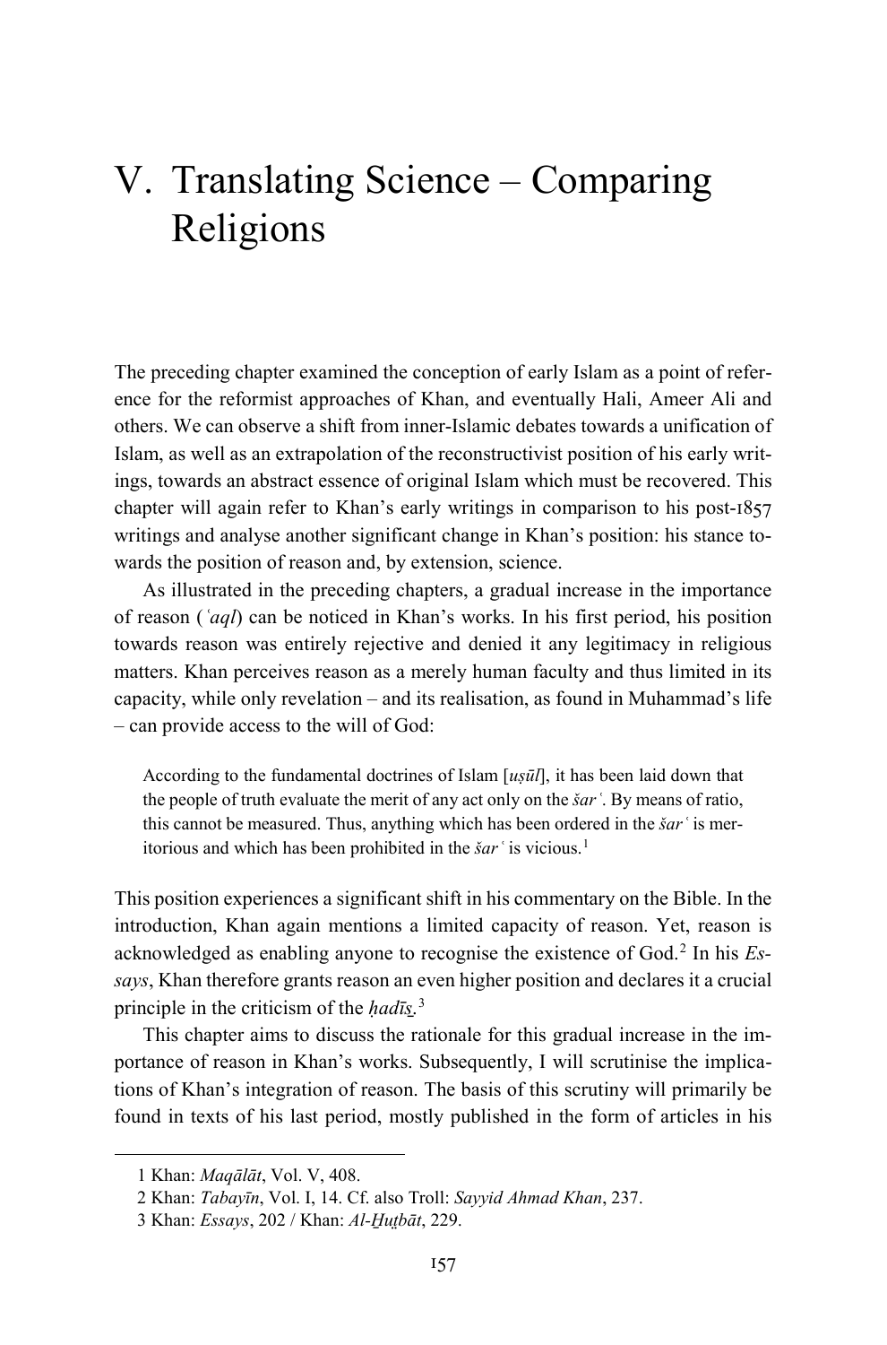# V. Translating Science – Comparing Religions

The preceding chapter examined the conception of early Islam as a point of reference for the reformist approaches of Khan, and eventually Hali, Ameer Ali and others. We can observe a shift from inner-Islamic debates towards a unification of Islam, as well as an extrapolation of the reconstructivist position of his early writings, towards an abstract essence of original Islam which must be recovered. This chapter will again refer to Khan's early writings in comparison to his post-1857 writings and analyse another significant change in Khan's position: his stance towards the position of reason and, by extension, science.

As illustrated in the preceding chapters, a gradual increase in the importance of reason (*ʿaql*) can be noticed in Khan's works. In his first period, his position towards reason was entirely rejective and denied it any legitimacy in religious matters. Khan perceives reason as a merely human faculty and thus limited in its capacity, while only revelation – and its realisation, as found in Muhammad's life – can provide access to the will of God:

> According to the fundamental doctrines of Islam [*uṣūl*], it has been laid down that the people of truth evaluate the merit of any act only on the *šarʿ*. By means of ratio, this cannot be measured. Thus, anything which has been ordered in the *šarʿ* is meritorious and which has been prohibited in the *šarʿ* is vicious.[1]

This position experiences a significant shift in his commentary on the Bible. In the introduction, Khan again mentions a limited capacity of reason. Yet, reason is acknowledged as enabling anyone to recognise the existence of God.[2] In his *Essays*, Khan therefore grants reason an even higher position and declares it a crucial principle in the criticism of the *ḥadīṯ*.[3]

This chapter aims to discuss the rationale for this gradual increase in the importance of reason in Khan's works. Subsequently, I will scrutinise the implications of Khan's integration of reason. The basis of this scrutiny will primarily be found in texts of his last period, mostly published in the form of articles in his

---

1 Khan: *Maqālāt*, Vol. V, 408.

2 Khan: *Tabayīn*, Vol. I, 14. Cf. also Troll: *Sayyid Ahmad Khan*, 237.

3 Khan: *Essays*, 202 / Khan: *Al-Ḫuṭbāt*, 229.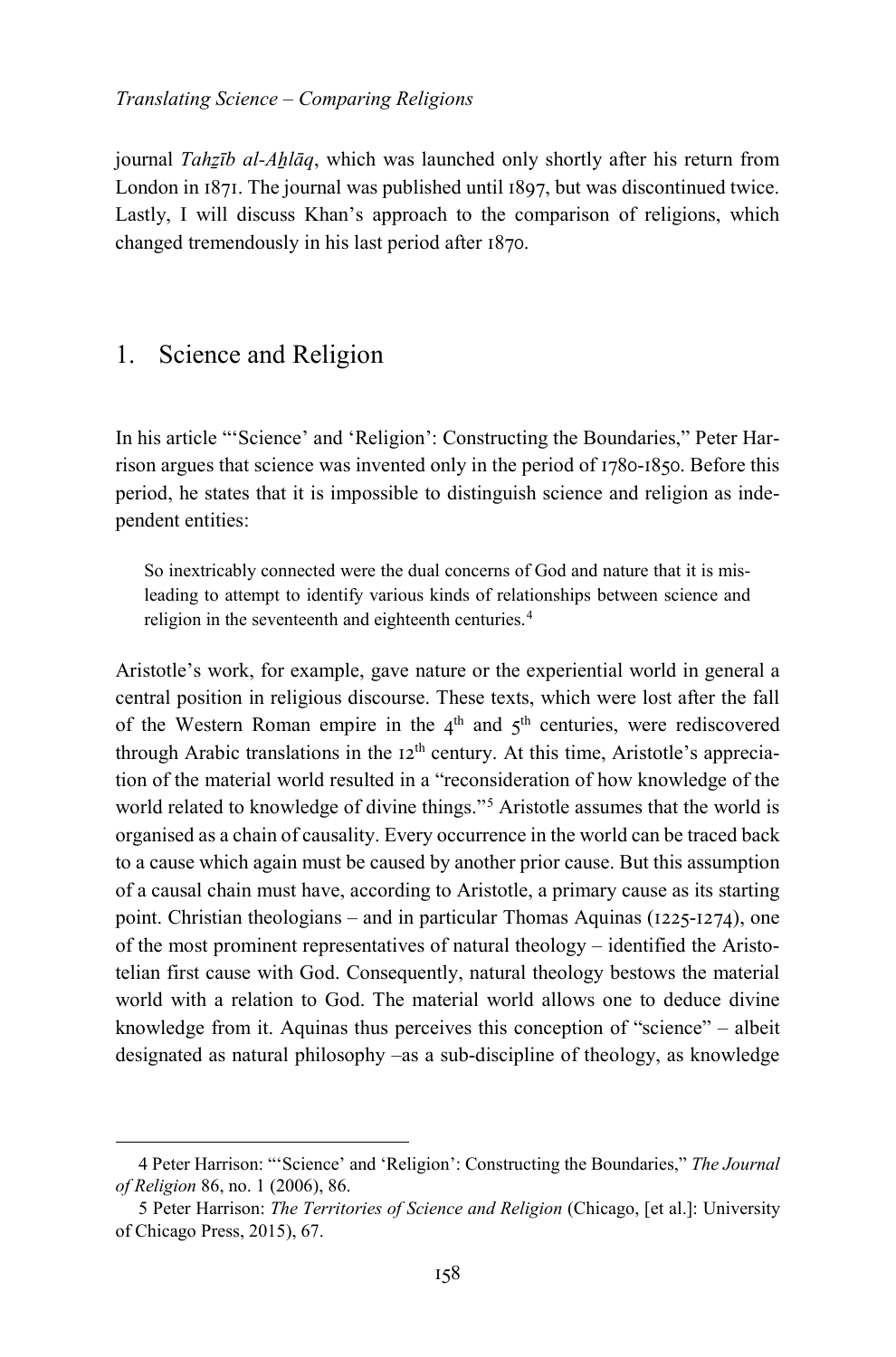journal *Tahẕīb al-Aẖlāq*, which was launched only shortly after his return from London in 1871. The journal was published until 1897, but was discontinued twice. Lastly, I will discuss Khan's approach to the comparison of religions, which changed tremendously in his last period after 1870.

## 1. Science and Religion

In his article "'Science' and 'Religion': Constructing the Boundaries," Peter Harrison argues that science was invented only in the period of 1780-1850. Before this period, he states that it is impossible to distinguish science and religion as independent entities:

> So inextricably connected were the dual concerns of God and nature that it is misleading to attempt to identify various kinds of relationships between science and religion in the seventeenth and eighteenth centuries.[4]

Aristotle's work, for example, gave nature or the experiential world in general a central position in religious discourse. These texts, which were lost after the fall of the Western Roman empire in the 4th and 5th centuries, were rediscovered through Arabic translations in the 12th century. At this time, Aristotle's appreciation of the material world resulted in a "reconsideration of how knowledge of the world related to knowledge of divine things."[5] Aristotle assumes that the world is organised as a chain of causality. Every occurrence in the world can be traced back to a cause which again must be caused by another prior cause. But this assumption of a causal chain must have, according to Aristotle, a primary cause as its starting point. Christian theologians – and in particular Thomas Aquinas (1225-1274), one of the most prominent representatives of natural theology – identified the Aristotelian first cause with God. Consequently, natural theology bestows the material world with a relation to God. The material world allows one to deduce divine knowledge from it. Aquinas thus perceives this conception of "science" – albeit designated as natural philosophy –as a sub-discipline of theology, as knowledge

---

4 Peter Harrison: "'Science' and 'Religion': Constructing the Boundaries," *The Journal of Religion* 86, no. 1 (2006), 86.

5 Peter Harrison: *The Territories of Science and Religion* (Chicago, [et al.]: University of Chicago Press, 2015), 67.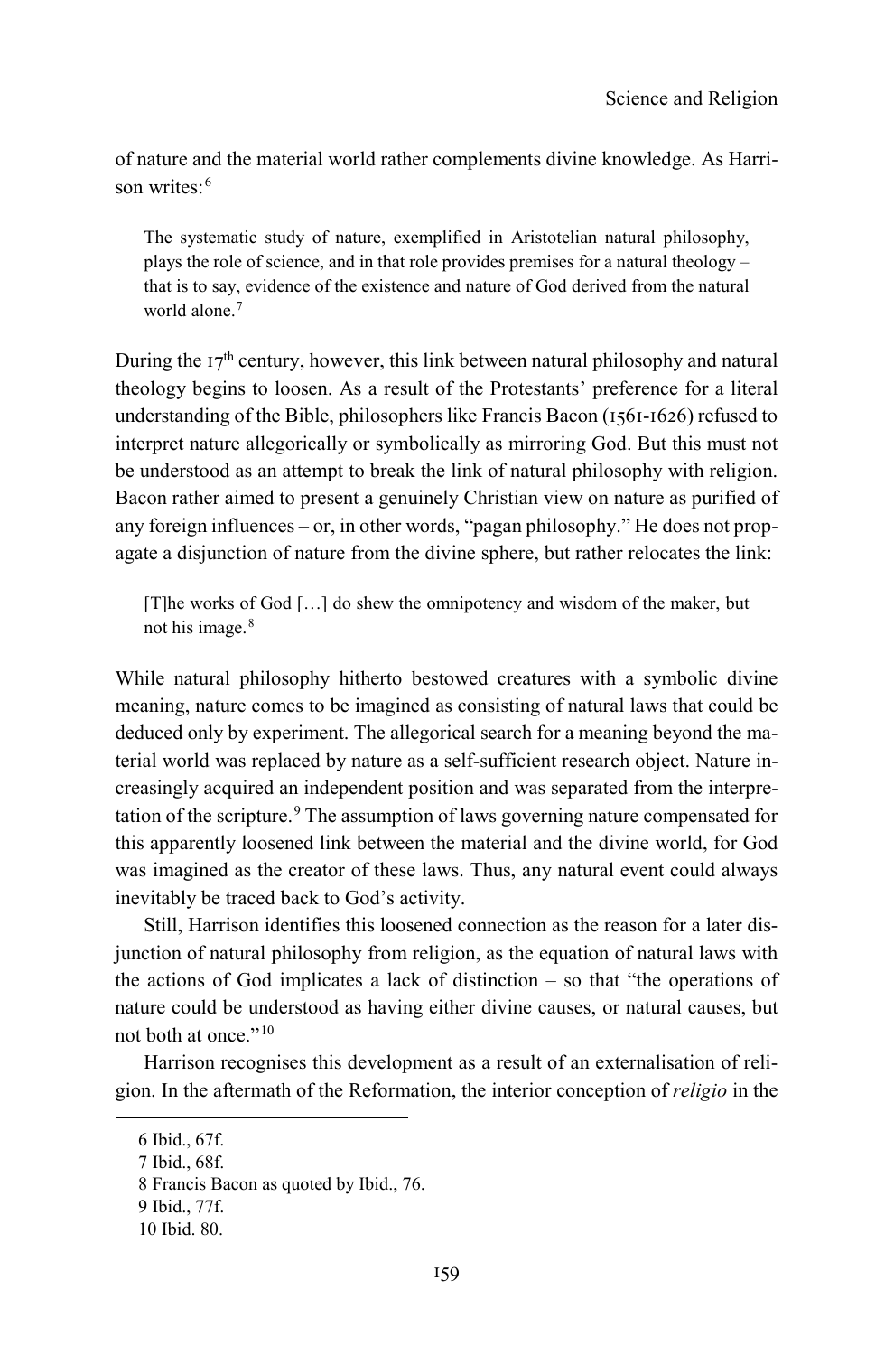of nature and the material world rather complements divine knowledge. As Harrison writes:[6]

> The systematic study of nature, exemplified in Aristotelian natural philosophy, plays the role of science, and in that role provides premises for a natural theology – that is to say, evidence of the existence and nature of God derived from the natural world alone.[7]

During the 17th century, however, this link between natural philosophy and natural theology begins to loosen. As a result of the Protestants' preference for a literal understanding of the Bible, philosophers like Francis Bacon (1561-1626) refused to interpret nature allegorically or symbolically as mirroring God. But this must not be understood as an attempt to break the link of natural philosophy with religion. Bacon rather aimed to present a genuinely Christian view on nature as purified of any foreign influences – or, in other words, "pagan philosophy." He does not propagate a disjunction of nature from the divine sphere, but rather relocates the link:

> [T]he works of God […] do shew the omnipotency and wisdom of the maker, but not his image.[8]

While natural philosophy hitherto bestowed creatures with a symbolic divine meaning, nature comes to be imagined as consisting of natural laws that could be deduced only by experiment. The allegorical search for a meaning beyond the material world was replaced by nature as a self-sufficient research object. Nature increasingly acquired an independent position and was separated from the interpretation of the scripture.[9] The assumption of laws governing nature compensated for this apparently loosened link between the material and the divine world, for God was imagined as the creator of these laws. Thus, any natural event could always inevitably be traced back to God's activity.

Still, Harrison identifies this loosened connection as the reason for a later disjunction of natural philosophy from religion, as the equation of natural laws with the actions of God implicates a lack of distinction – so that "the operations of nature could be understood as having either divine causes, or natural causes, but not both at once."[10]

Harrison recognises this development as a result of an externalisation of religion. In the aftermath of the Reformation, the interior conception of *religio* in the

6 Ibid., 67f.

7 Ibid., 68f.

8 Francis Bacon as quoted by Ibid., 76.

9 Ibid., 77f.

10 Ibid. 80.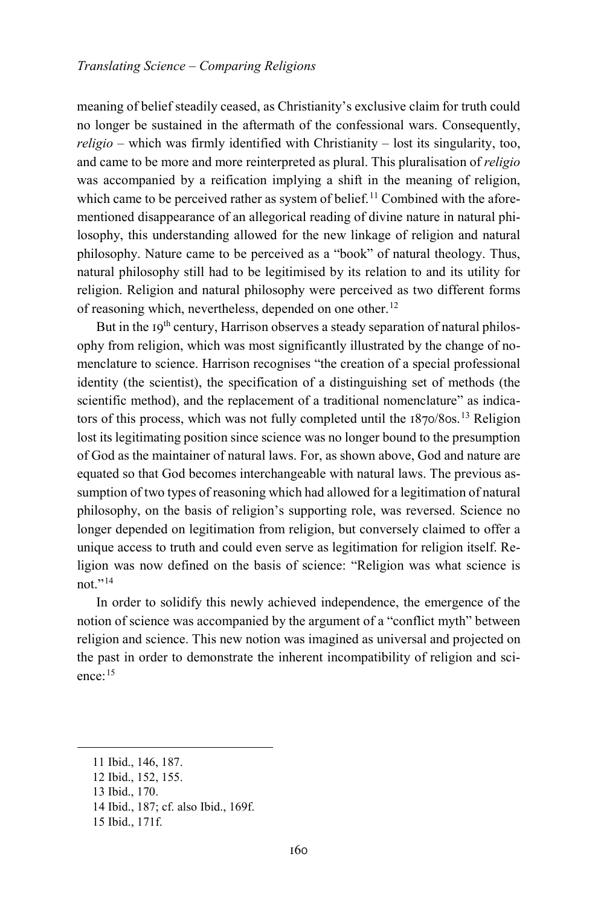meaning of belief steadily ceased, as Christianity's exclusive claim for truth could no longer be sustained in the aftermath of the confessional wars. Consequently, *religio* – which was firmly identified with Christianity – lost its singularity, too, and came to be more and more reinterpreted as plural. This pluralisation of *religio* was accompanied by a reification implying a shift in the meaning of religion, which came to be perceived rather as system of belief.[11] Combined with the aforementioned disappearance of an allegorical reading of divine nature in natural philosophy, this understanding allowed for the new linkage of religion and natural philosophy. Nature came to be perceived as a "book" of natural theology. Thus, natural philosophy still had to be legitimised by its relation to and its utility for religion. Religion and natural philosophy were perceived as two different forms of reasoning which, nevertheless, depended on one other.[12]

But in the 19th century, Harrison observes a steady separation of natural philosophy from religion, which was most significantly illustrated by the change of nomenclature to science. Harrison recognises "the creation of a special professional identity (the scientist), the specification of a distinguishing set of methods (the scientific method), and the replacement of a traditional nomenclature" as indicators of this process, which was not fully completed until the 1870/80s.[13] Religion lost its legitimating position since science was no longer bound to the presumption of God as the maintainer of natural laws. For, as shown above, God and nature are equated so that God becomes interchangeable with natural laws. The previous assumption of two types of reasoning which had allowed for a legitimation of natural philosophy, on the basis of religion's supporting role, was reversed. Science no longer depended on legitimation from religion, but conversely claimed to offer a unique access to truth and could even serve as legitimation for religion itself. Religion was now defined on the basis of science: "Religion was what science is not."[14]

In order to solidify this newly achieved independence, the emergence of the notion of science was accompanied by the argument of a "conflict myth" between religion and science. This new notion was imagined as universal and projected on the past in order to demonstrate the inherent incompatibility of religion and science:[15]

---

11 Ibid., 146, 187.

12 Ibid., 152, 155.

13 Ibid., 170.

14 Ibid., 187; cf. also Ibid., 169f.

15 Ibid., 171f.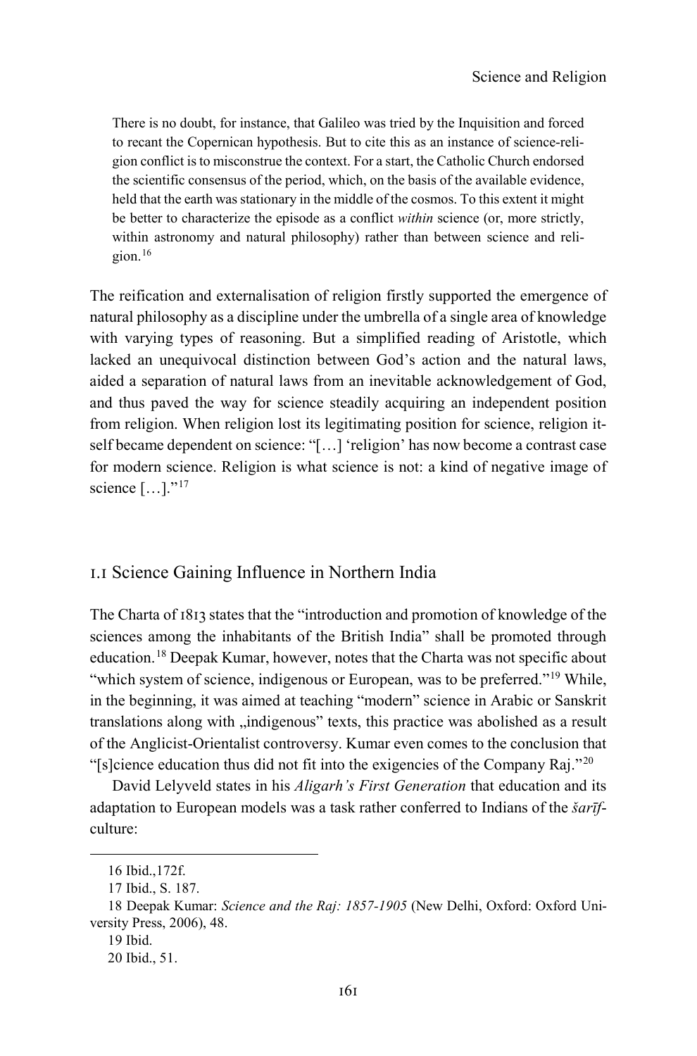> There is no doubt, for instance, that Galileo was tried by the Inquisition and forced to recant the Copernican hypothesis. But to cite this as an instance of science-religion conflict is to misconstrue the context. For a start, the Catholic Church endorsed the scientific consensus of the period, which, on the basis of the available evidence, held that the earth was stationary in the middle of the cosmos. To this extent it might be better to characterize the episode as a conflict *within* science (or, more strictly, within astronomy and natural philosophy) rather than between science and religion.[16]

The reification and externalisation of religion firstly supported the emergence of natural philosophy as a discipline under the umbrella of a single area of knowledge with varying types of reasoning. But a simplified reading of Aristotle, which lacked an unequivocal distinction between God's action and the natural laws, aided a separation of natural laws from an inevitable acknowledgement of God, and thus paved the way for science steadily acquiring an independent position from religion. When religion lost its legitimating position for science, religion itself became dependent on science: "[…] 'religion' has now become a contrast case for modern science. Religion is what science is not: a kind of negative image of science […]."[17]

## 1.1 Science Gaining Influence in Northern India

The Charta of 1813 states that the "introduction and promotion of knowledge of the sciences among the inhabitants of the British India" shall be promoted through education.[18] Deepak Kumar, however, notes that the Charta was not specific about "which system of science, indigenous or European, was to be preferred."[19] While, in the beginning, it was aimed at teaching "modern" science in Arabic or Sanskrit translations along with „indigenous" texts, this practice was abolished as a result of the Anglicist-Orientalist controversy. Kumar even comes to the conclusion that "[s]cience education thus did not fit into the exigencies of the Company Raj."[20]

David Lelyveld states in his *Aligarh's First Generation* that education and its adaptation to European models was a task rather conferred to Indians of the *šarīf*-culture:

---

16 Ibid.,172f.

17 Ibid., S. 187.

18 Deepak Kumar: *Science and the Raj: 1857-1905* (New Delhi, Oxford: Oxford University Press, 2006), 48.

19 Ibid.

20 Ibid., 51.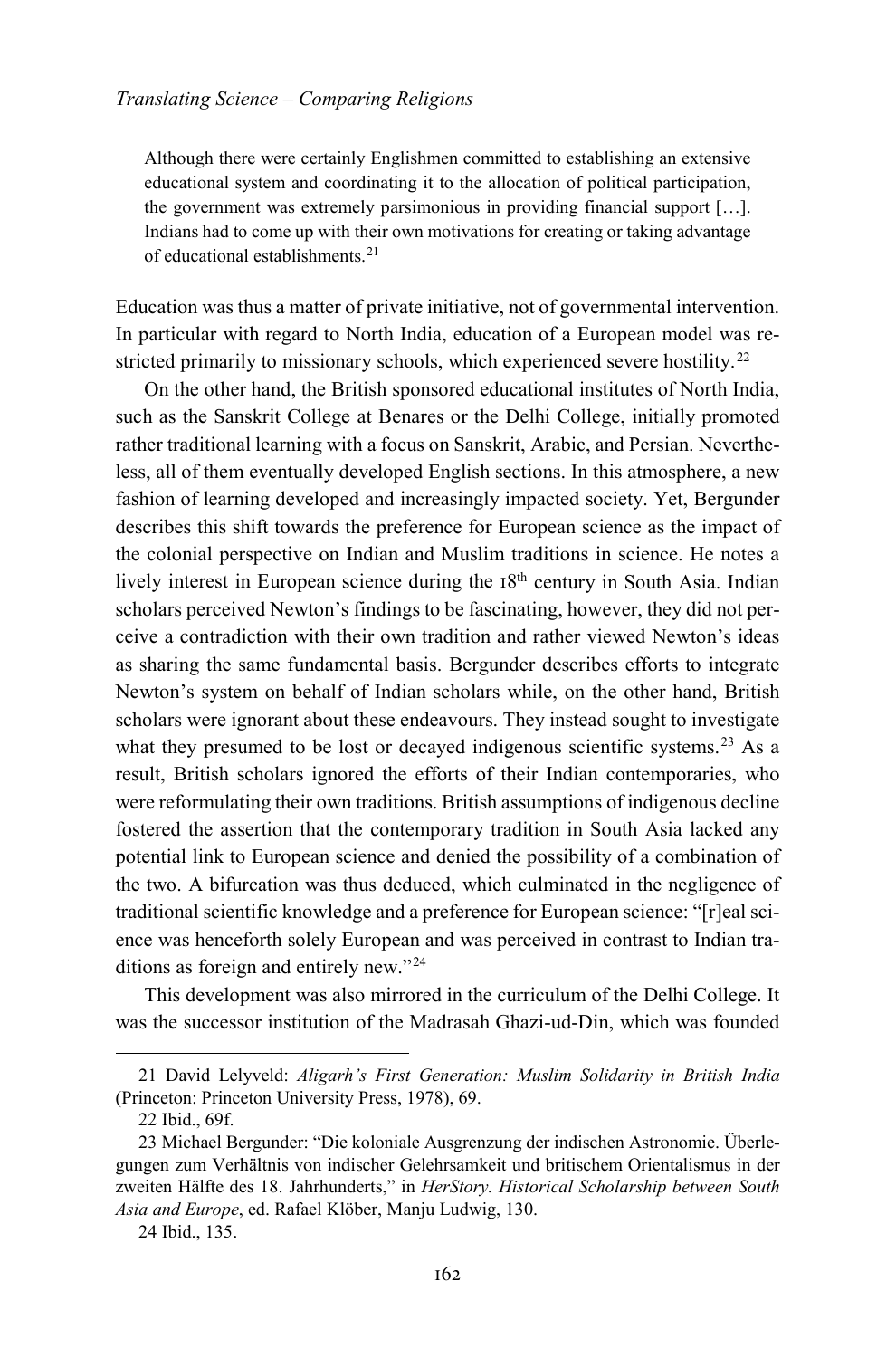> Although there were certainly Englishmen committed to establishing an extensive educational system and coordinating it to the allocation of political participation, the government was extremely parsimonious in providing financial support […]. Indians had to come up with their own motivations for creating or taking advantage of educational establishments.[21]

Education was thus a matter of private initiative, not of governmental intervention. In particular with regard to North India, education of a European model was restricted primarily to missionary schools, which experienced severe hostility.[22]

On the other hand, the British sponsored educational institutes of North India, such as the Sanskrit College at Benares or the Delhi College, initially promoted rather traditional learning with a focus on Sanskrit, Arabic, and Persian. Nevertheless, all of them eventually developed English sections. In this atmosphere, a new fashion of learning developed and increasingly impacted society. Yet, Bergunder describes this shift towards the preference for European science as the impact of the colonial perspective on Indian and Muslim traditions in science. He notes a lively interest in European science during the 18th century in South Asia. Indian scholars perceived Newton's findings to be fascinating, however, they did not perceive a contradiction with their own tradition and rather viewed Newton's ideas as sharing the same fundamental basis. Bergunder describes efforts to integrate Newton's system on behalf of Indian scholars while, on the other hand, British scholars were ignorant about these endeavours. They instead sought to investigate what they presumed to be lost or decayed indigenous scientific systems.[23] As a result, British scholars ignored the efforts of their Indian contemporaries, who were reformulating their own traditions. British assumptions of indigenous decline fostered the assertion that the contemporary tradition in South Asia lacked any potential link to European science and denied the possibility of a combination of the two. A bifurcation was thus deduced, which culminated in the negligence of traditional scientific knowledge and a preference for European science: "[r]eal science was henceforth solely European and was perceived in contrast to Indian traditions as foreign and entirely new."[24]

This development was also mirrored in the curriculum of the Delhi College. It was the successor institution of the Madrasah Ghazi-ud-Din, which was founded

---

21 David Lelyveld: *Aligarh's First Generation: Muslim Solidarity in British India* (Princeton: Princeton University Press, 1978), 69.

22 Ibid., 69f.

23 Michael Bergunder: "Die koloniale Ausgrenzung der indischen Astronomie. Überlegungen zum Verhältnis von indischer Gelehrsamkeit und britischem Orientalismus in der zweiten Hälfte des 18. Jahrhunderts," in *HerStory. Historical Scholarship between South Asia and Europe*, ed. Rafael Klöber, Manju Ludwig, 130.

24 Ibid., 135.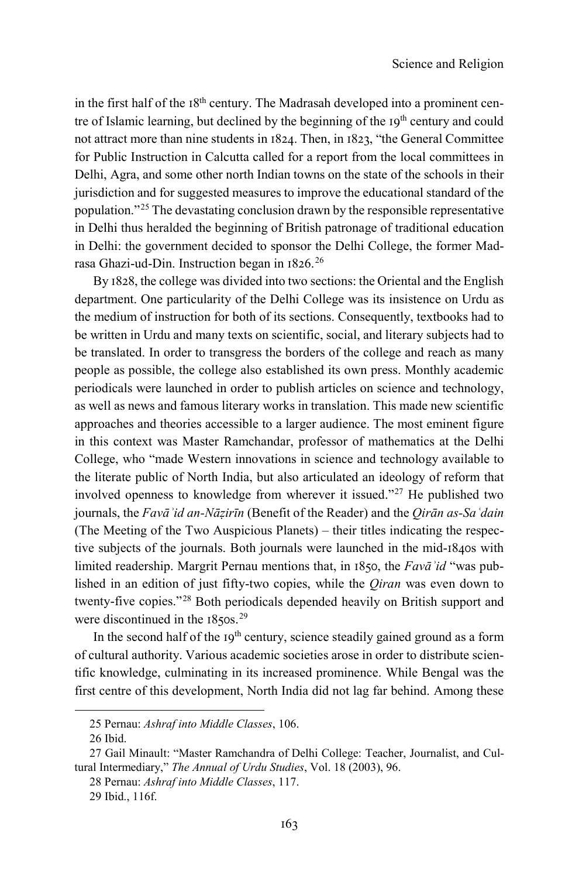in the first half of the 18th century. The Madrasah developed into a prominent centre of Islamic learning, but declined by the beginning of the 19th century and could not attract more than nine students in 1824. Then, in 1823, "the General Committee for Public Instruction in Calcutta called for a report from the local committees in Delhi, Agra, and some other north Indian towns on the state of the schools in their jurisdiction and for suggested measures to improve the educational standard of the population."[25] The devastating conclusion drawn by the responsible representative in Delhi thus heralded the beginning of British patronage of traditional education in Delhi: the government decided to sponsor the Delhi College, the former Madrasa Ghazi-ud-Din. Instruction began in 1826.[26]

By 1828, the college was divided into two sections: the Oriental and the English department. One particularity of the Delhi College was its insistence on Urdu as the medium of instruction for both of its sections. Consequently, textbooks had to be written in Urdu and many texts on scientific, social, and literary subjects had to be translated. In order to transgress the borders of the college and reach as many people as possible, the college also established its own press. Monthly academic periodicals were launched in order to publish articles on science and technology, as well as news and famous literary works in translation. This made new scientific approaches and theories accessible to a larger audience. The most eminent figure in this context was Master Ramchandar, professor of mathematics at the Delhi College, who "made Western innovations in science and technology available to the literate public of North India, but also articulated an ideology of reform that involved openness to knowledge from wherever it issued."[27] He published two journals, the *Favāʾid an-Nāẓirīn* (Benefit of the Reader) and the *Qirān as-Saʿdain* (The Meeting of the Two Auspicious Planets) – their titles indicating the respective subjects of the journals. Both journals were launched in the mid-1840s with limited readership. Margrit Pernau mentions that, in 1850, the *Favāʾid* "was published in an edition of just fifty-two copies, while the *Qiran* was even down to twenty-five copies."[28] Both periodicals depended heavily on British support and were discontinued in the 1850s.[29]

In the second half of the 19th century, science steadily gained ground as a form of cultural authority. Various academic societies arose in order to distribute scientific knowledge, culminating in its increased prominence. While Bengal was the first centre of this development, North India did not lag far behind. Among these

---

25 Pernau: *Ashraf into Middle Classes*, 106.

26 Ibid.

27 Gail Minault: "Master Ramchandra of Delhi College: Teacher, Journalist, and Cultural Intermediary," *The Annual of Urdu Studies*, Vol. 18 (2003), 96.

28 Pernau: *Ashraf into Middle Classes*, 117.

29 Ibid., 116f.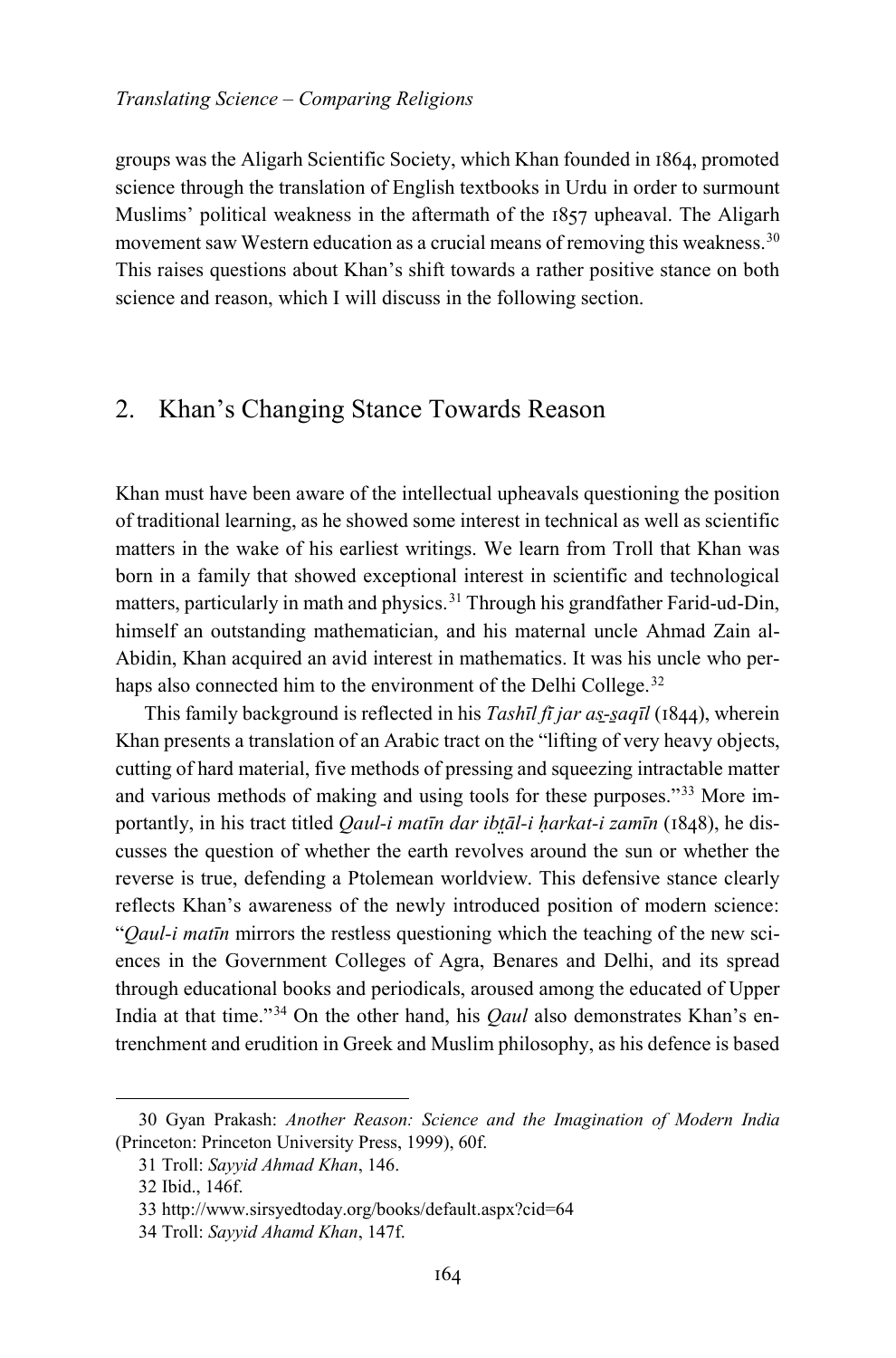groups was the Aligarh Scientific Society, which Khan founded in 1864, promoted science through the translation of English textbooks in Urdu in order to surmount Muslims' political weakness in the aftermath of the 1857 upheaval. The Aligarh movement saw Western education as a crucial means of removing this weakness.[30] This raises questions about Khan's shift towards a rather positive stance on both science and reason, which I will discuss in the following section.

## 2. Khan's Changing Stance Towards Reason

Khan must have been aware of the intellectual upheavals questioning the position of traditional learning, as he showed some interest in technical as well as scientific matters in the wake of his earliest writings. We learn from Troll that Khan was born in a family that showed exceptional interest in scientific and technological matters, particularly in math and physics.[31] Through his grandfather Farid-ud-Din, himself an outstanding mathematician, and his maternal uncle Ahmad Zain al-Abidin, Khan acquired an avid interest in mathematics. It was his uncle who perhaps also connected him to the environment of the Delhi College.[32]

This family background is reflected in his *Tashīl fī jar aṯ-ṯaqīl* (1844), wherein Khan presents a translation of an Arabic tract on the "lifting of very heavy objects, cutting of hard material, five methods of pressing and squeezing intractable matter and various methods of making and using tools for these purposes."[33] More importantly, in his tract titled *Qaul-i matīn dar ibṭāl-i ḥarkat-i zamīn* (1848), he discusses the question of whether the earth revolves around the sun or whether the reverse is true, defending a Ptolemean worldview. This defensive stance clearly reflects Khan's awareness of the newly introduced position of modern science: "*Qaul-i matīn* mirrors the restless questioning which the teaching of the new sciences in the Government Colleges of Agra, Benares and Delhi, and its spread through educational books and periodicals, aroused among the educated of Upper India at that time."[34] On the other hand, his *Qaul* also demonstrates Khan's entrenchment and erudition in Greek and Muslim philosophy, as his defence is based

---

30 Gyan Prakash: *Another Reason: Science and the Imagination of Modern India* (Princeton: Princeton University Press, 1999), 60f.

31 Troll: *Sayyid Ahmad Khan*, 146.

32 Ibid., 146f.

33 http://www.sirsyedtoday.org/books/default.aspx?cid=64

34 Troll: *Sayyid Ahamd Khan*, 147f.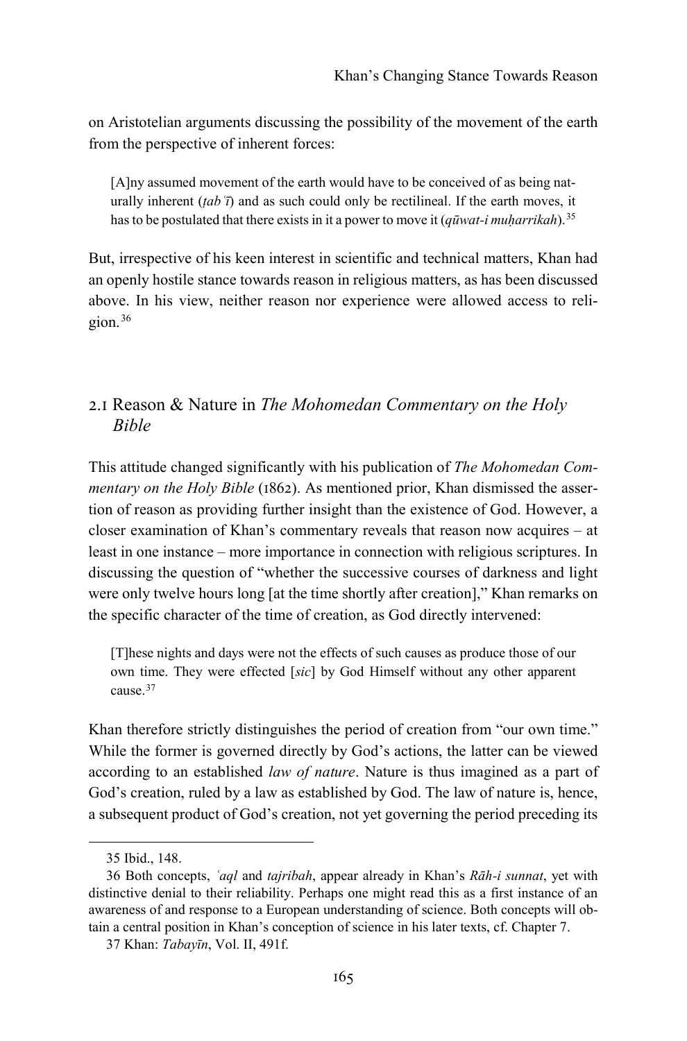on Aristotelian arguments discussing the possibility of the movement of the earth from the perspective of inherent forces:

> [A]ny assumed movement of the earth would have to be conceived of as being naturally inherent (*ṭabʿī*) and as such could only be rectilineal. If the earth moves, it has to be postulated that there exists in it a power to move it (*qūwat-i muḥarrikah*).[35]

But, irrespective of his keen interest in scientific and technical matters, Khan had an openly hostile stance towards reason in religious matters, as has been discussed above. In his view, neither reason nor experience were allowed access to religion.[36]

## 2.1 Reason & Nature in *The Mohomedan Commentary on the Holy Bible*

This attitude changed significantly with his publication of *The Mohomedan Commentary on the Holy Bible* (1862). As mentioned prior, Khan dismissed the assertion of reason as providing further insight than the existence of God. However, a closer examination of Khan's commentary reveals that reason now acquires – at least in one instance – more importance in connection with religious scriptures. In discussing the question of "whether the successive courses of darkness and light were only twelve hours long [at the time shortly after creation]," Khan remarks on the specific character of the time of creation, as God directly intervened:

> [T]hese nights and days were not the effects of such causes as produce those of our own time. They were effected [*sic*] by God Himself without any other apparent cause.[37]

Khan therefore strictly distinguishes the period of creation from "our own time." While the former is governed directly by God's actions, the latter can be viewed according to an established *law of nature*. Nature is thus imagined as a part of God's creation, ruled by a law as established by God. The law of nature is, hence, a subsequent product of God's creation, not yet governing the period preceding its

---

35 Ibid., 148.

36 Both concepts, *ʿaql* and *tajribah*, appear already in Khan's *Rāh-i sunnat*, yet with distinctive denial to their reliability. Perhaps one might read this as a first instance of an awareness of and response to a European understanding of science. Both concepts will obtain a central position in Khan's conception of science in his later texts, cf. Chapter 7.

37 Khan: *Tabayīn*, Vol. II, 491f.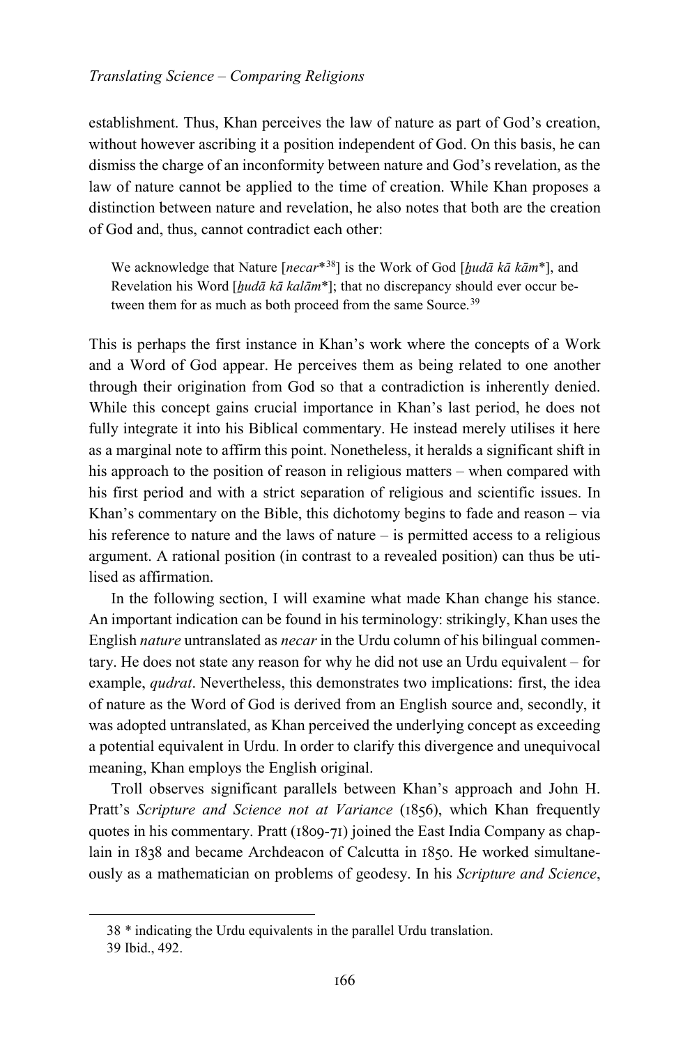establishment. Thus, Khan perceives the law of nature as part of God's creation, without however ascribing it a position independent of God. On this basis, he can dismiss the charge of an inconformity between nature and God's revelation, as the law of nature cannot be applied to the time of creation. While Khan proposes a distinction between nature and revelation, he also notes that both are the creation of God and, thus, cannot contradict each other:

> We acknowledge that Nature [*necar*\*[38]] is the Work of God [*ḫudā kā kām*\*], and Revelation his Word [*ḫudā kā kalām*\*]; that no discrepancy should ever occur between them for as much as both proceed from the same Source.[39]

This is perhaps the first instance in Khan's work where the concepts of a Work and a Word of God appear. He perceives them as being related to one another through their origination from God so that a contradiction is inherently denied. While this concept gains crucial importance in Khan's last period, he does not fully integrate it into his Biblical commentary. He instead merely utilises it here as a marginal note to affirm this point. Nonetheless, it heralds a significant shift in his approach to the position of reason in religious matters – when compared with his first period and with a strict separation of religious and scientific issues. In Khan's commentary on the Bible, this dichotomy begins to fade and reason – via his reference to nature and the laws of nature – is permitted access to a religious argument. A rational position (in contrast to a revealed position) can thus be utilised as affirmation.

In the following section, I will examine what made Khan change his stance. An important indication can be found in his terminology: strikingly, Khan uses the English *nature* untranslated as *necar* in the Urdu column of his bilingual commentary. He does not state any reason for why he did not use an Urdu equivalent – for example, *qudrat*. Nevertheless, this demonstrates two implications: first, the idea of nature as the Word of God is derived from an English source and, secondly, it was adopted untranslated, as Khan perceived the underlying concept as exceeding a potential equivalent in Urdu. In order to clarify this divergence and unequivocal meaning, Khan employs the English original.

Troll observes significant parallels between Khan's approach and John H. Pratt's *Scripture and Science not at Variance* (1856), which Khan frequently quotes in his commentary. Pratt (1809-71) joined the East India Company as chaplain in 1838 and became Archdeacon of Calcutta in 1850. He worked simultaneously as a mathematician on problems of geodesy. In his *Scripture and Science*,

---

38 * indicating the Urdu equivalents in the parallel Urdu translation.

39 Ibid., 492.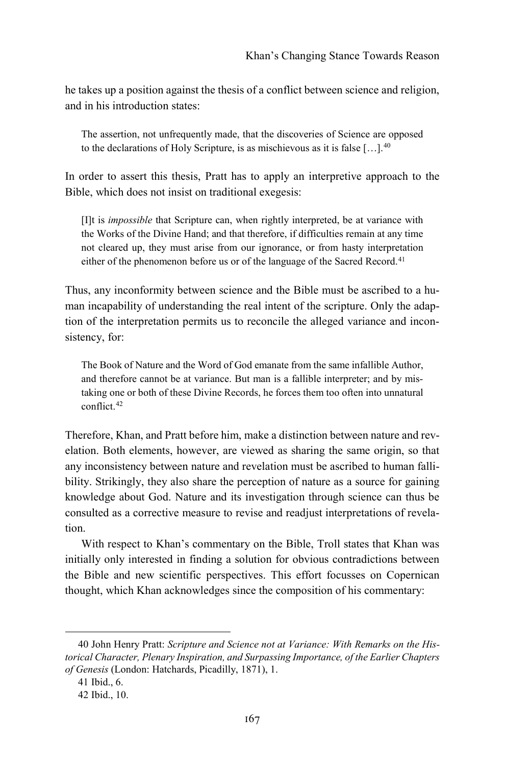he takes up a position against the thesis of a conflict between science and religion, and in his introduction states:

> The assertion, not unfrequently made, that the discoveries of Science are opposed to the declarations of Holy Scripture, is as mischievous as it is false […].[40]

In order to assert this thesis, Pratt has to apply an interpretive approach to the Bible, which does not insist on traditional exegesis:

> [I]t is *impossible* that Scripture can, when rightly interpreted, be at variance with the Works of the Divine Hand; and that therefore, if difficulties remain at any time not cleared up, they must arise from our ignorance, or from hasty interpretation either of the phenomenon before us or of the language of the Sacred Record.[41]

Thus, any inconformity between science and the Bible must be ascribed to a human incapability of understanding the real intent of the scripture. Only the adaption of the interpretation permits us to reconcile the alleged variance and inconsistency, for:

> The Book of Nature and the Word of God emanate from the same infallible Author, and therefore cannot be at variance. But man is a fallible interpreter; and by mistaking one or both of these Divine Records, he forces them too often into unnatural conflict.[42]

Therefore, Khan, and Pratt before him, make a distinction between nature and revelation. Both elements, however, are viewed as sharing the same origin, so that any inconsistency between nature and revelation must be ascribed to human fallibility. Strikingly, they also share the perception of nature as a source for gaining knowledge about God. Nature and its investigation through science can thus be consulted as a corrective measure to revise and readjust interpretations of revelation.

With respect to Khan's commentary on the Bible, Troll states that Khan was initially only interested in finding a solution for obvious contradictions between the Bible and new scientific perspectives. This effort focusses on Copernican thought, which Khan acknowledges since the composition of his commentary:

---

40 John Henry Pratt: *Scripture and Science not at Variance: With Remarks on the Historical Character, Plenary Inspiration, and Surpassing Importance, of the Earlier Chapters of Genesis* (London: Hatchards, Picadilly, 1871), 1.

41 Ibid., 6.

42 Ibid., 10.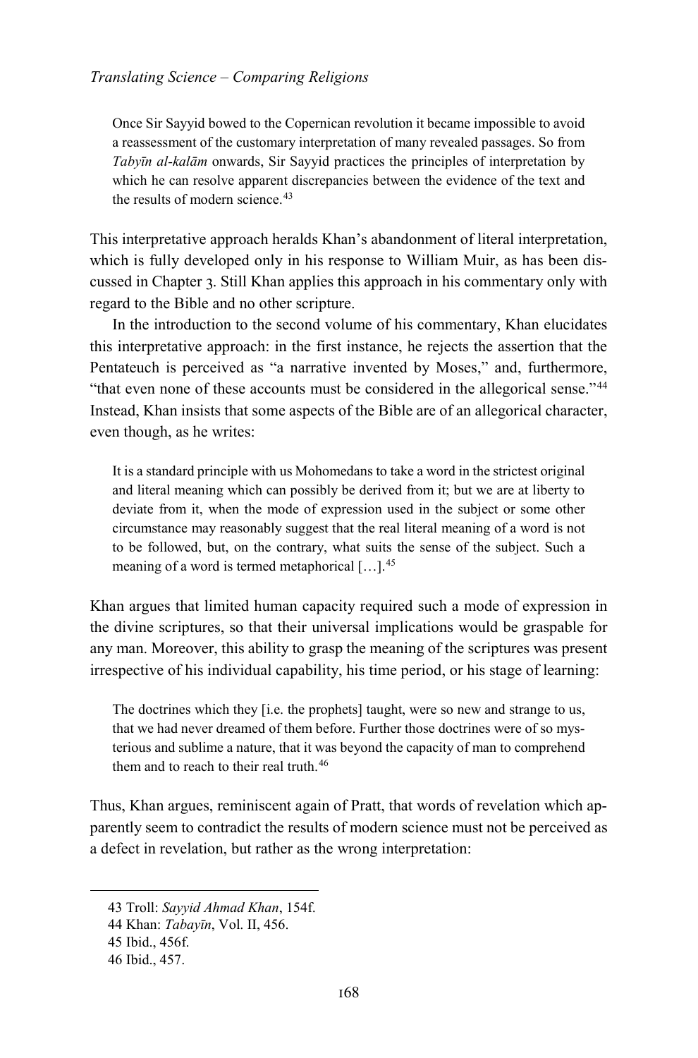> Once Sir Sayyid bowed to the Copernican revolution it became impossible to avoid a reassessment of the customary interpretation of many revealed passages. So from *Tabyīn al-kalām* onwards, Sir Sayyid practices the principles of interpretation by which he can resolve apparent discrepancies between the evidence of the text and the results of modern science.[43]

This interpretative approach heralds Khan's abandonment of literal interpretation, which is fully developed only in his response to William Muir, as has been discussed in Chapter 3. Still Khan applies this approach in his commentary only with regard to the Bible and no other scripture.

In the introduction to the second volume of his commentary, Khan elucidates this interpretative approach: in the first instance, he rejects the assertion that the Pentateuch is perceived as "a narrative invented by Moses," and, furthermore, "that even none of these accounts must be considered in the allegorical sense."[44] Instead, Khan insists that some aspects of the Bible are of an allegorical character, even though, as he writes:

> It is a standard principle with us Mohomedans to take a word in the strictest original and literal meaning which can possibly be derived from it; but we are at liberty to deviate from it, when the mode of expression used in the subject or some other circumstance may reasonably suggest that the real literal meaning of a word is not to be followed, but, on the contrary, what suits the sense of the subject. Such a meaning of a word is termed metaphorical […].[45]

Khan argues that limited human capacity required such a mode of expression in the divine scriptures, so that their universal implications would be graspable for any man. Moreover, this ability to grasp the meaning of the scriptures was present irrespective of his individual capability, his time period, or his stage of learning:

> The doctrines which they [i.e. the prophets] taught, were so new and strange to us, that we had never dreamed of them before. Further those doctrines were of so mysterious and sublime a nature, that it was beyond the capacity of man to comprehend them and to reach to their real truth.[46]

Thus, Khan argues, reminiscent again of Pratt, that words of revelation which apparently seem to contradict the results of modern science must not be perceived as a defect in revelation, but rather as the wrong interpretation:

---

43 Troll: *Sayyid Ahmad Khan*, 154f.

44 Khan: *Tabayīn*, Vol. II, 456.

45 Ibid., 456f.

46 Ibid., 457.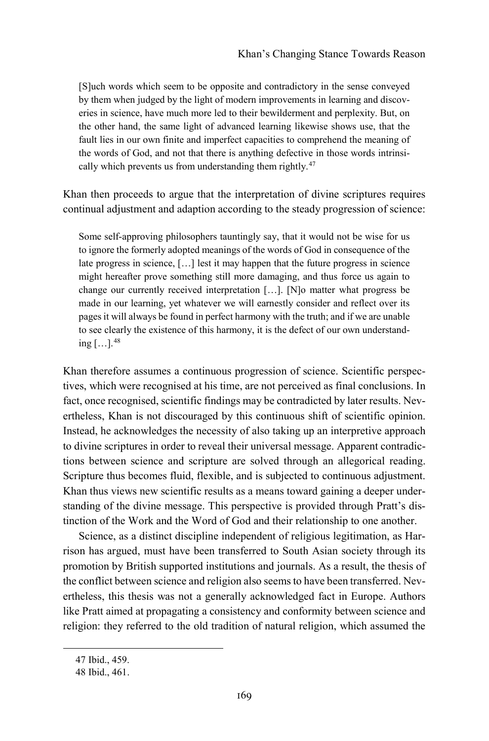> [S]uch words which seem to be opposite and contradictory in the sense conveyed by them when judged by the light of modern improvements in learning and discoveries in science, have much more led to their bewilderment and perplexity. But, on the other hand, the same light of advanced learning likewise shows use, that the fault lies in our own finite and imperfect capacities to comprehend the meaning of the words of God, and not that there is anything defective in those words intrinsically which prevents us from understanding them rightly.[47]

Khan then proceeds to argue that the interpretation of divine scriptures requires continual adjustment and adaption according to the steady progression of science:

> Some self-approving philosophers tauntingly say, that it would not be wise for us to ignore the formerly adopted meanings of the words of God in consequence of the late progress in science, […] lest it may happen that the future progress in science might hereafter prove something still more damaging, and thus force us again to change our currently received interpretation […]. [N]o matter what progress be made in our learning, yet whatever we will earnestly consider and reflect over its pages it will always be found in perfect harmony with the truth; and if we are unable to see clearly the existence of this harmony, it is the defect of our own understanding […].[48]

Khan therefore assumes a continuous progression of science. Scientific perspectives, which were recognised at his time, are not perceived as final conclusions. In fact, once recognised, scientific findings may be contradicted by later results. Nevertheless, Khan is not discouraged by this continuous shift of scientific opinion. Instead, he acknowledges the necessity of also taking up an interpretive approach to divine scriptures in order to reveal their universal message. Apparent contradictions between science and scripture are solved through an allegorical reading. Scripture thus becomes fluid, flexible, and is subjected to continuous adjustment. Khan thus views new scientific results as a means toward gaining a deeper understanding of the divine message. This perspective is provided through Pratt's distinction of the Work and the Word of God and their relationship to one another.

Science, as a distinct discipline independent of religious legitimation, as Harrison has argued, must have been transferred to South Asian society through its promotion by British supported institutions and journals. As a result, the thesis of the conflict between science and religion also seems to have been transferred. Nevertheless, this thesis was not a generally acknowledged fact in Europe. Authors like Pratt aimed at propagating a consistency and conformity between science and religion: they referred to the old tradition of natural religion, which assumed the

47 Ibid., 459.

48 Ibid., 461.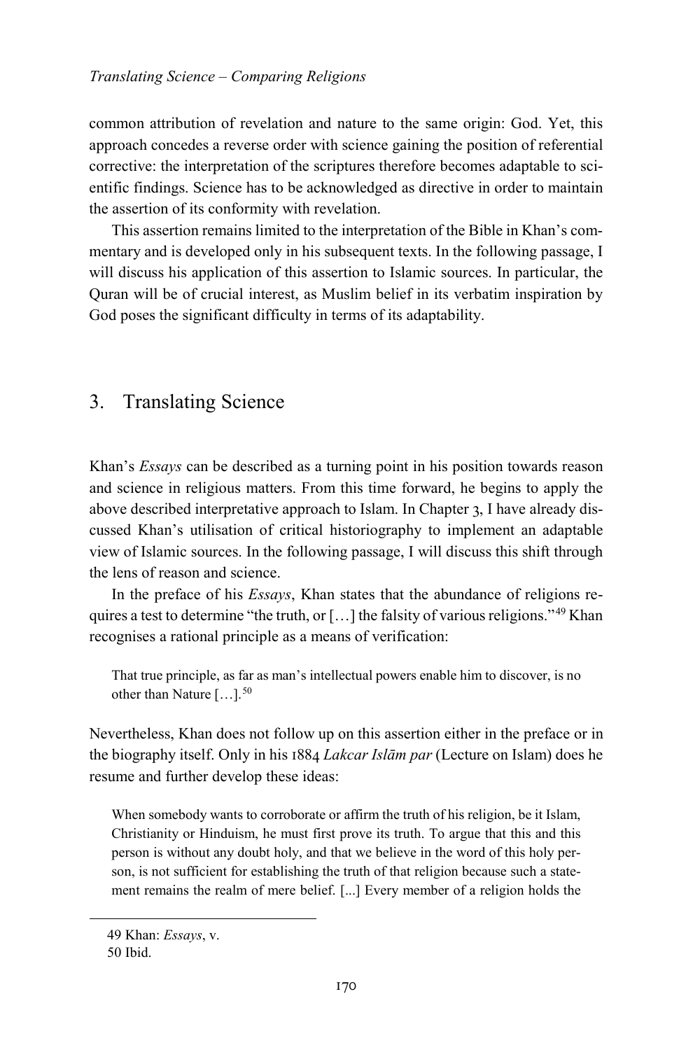common attribution of revelation and nature to the same origin: God. Yet, this approach concedes a reverse order with science gaining the position of referential corrective: the interpretation of the scriptures therefore becomes adaptable to scientific findings. Science has to be acknowledged as directive in order to maintain the assertion of its conformity with revelation.

This assertion remains limited to the interpretation of the Bible in Khan's commentary and is developed only in his subsequent texts. In the following passage, I will discuss his application of this assertion to Islamic sources. In particular, the Quran will be of crucial interest, as Muslim belief in its verbatim inspiration by God poses the significant difficulty in terms of its adaptability.

## 3. Translating Science

Khan's *Essays* can be described as a turning point in his position towards reason and science in religious matters. From this time forward, he begins to apply the above described interpretative approach to Islam. In Chapter 3, I have already discussed Khan's utilisation of critical historiography to implement an adaptable view of Islamic sources. In the following passage, I will discuss this shift through the lens of reason and science.

In the preface of his *Essays*, Khan states that the abundance of religions requires a test to determine "the truth, or […] the falsity of various religions."[49] Khan recognises a rational principle as a means of verification:

> That true principle, as far as man's intellectual powers enable him to discover, is no other than Nature […].[50]

Nevertheless, Khan does not follow up on this assertion either in the preface or in the biography itself. Only in his 1884 *Lakcar Islām par* (Lecture on Islam) does he resume and further develop these ideas:

> When somebody wants to corroborate or affirm the truth of his religion, be it Islam, Christianity or Hinduism, he must first prove its truth. To argue that this and this person is without any doubt holy, and that we believe in the word of this holy person, is not sufficient for establishing the truth of that religion because such a statement remains the realm of mere belief. [...] Every member of a religion holds the

49 Khan: *Essays*, v.

50 Ibid.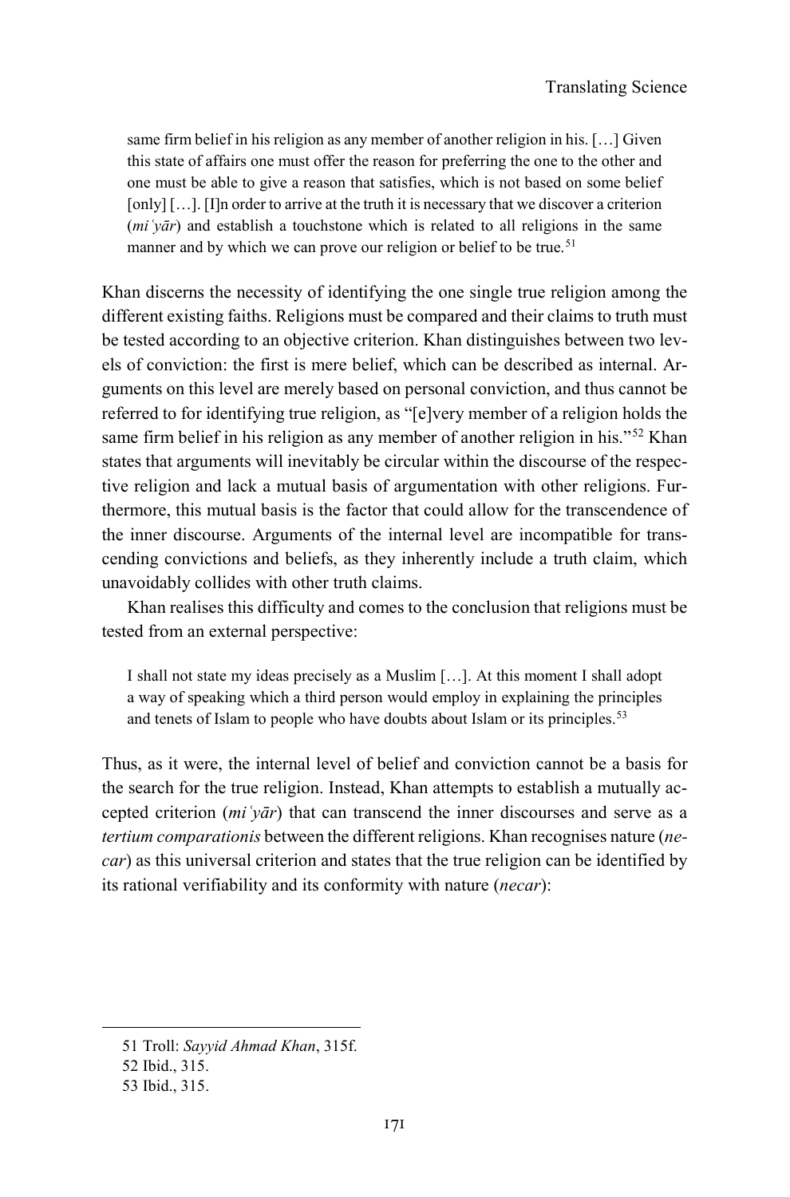> same firm belief in his religion as any member of another religion in his. […] Given this state of affairs one must offer the reason for preferring the one to the other and one must be able to give a reason that satisfies, which is not based on some belief [only] […]. [I]n order to arrive at the truth it is necessary that we discover a criterion (*miʿyār*) and establish a touchstone which is related to all religions in the same manner and by which we can prove our religion or belief to be true.[51]

Khan discerns the necessity of identifying the one single true religion among the different existing faiths. Religions must be compared and their claims to truth must be tested according to an objective criterion. Khan distinguishes between two levels of conviction: the first is mere belief, which can be described as internal. Arguments on this level are merely based on personal conviction, and thus cannot be referred to for identifying true religion, as "[e]very member of a religion holds the same firm belief in his religion as any member of another religion in his."[52] Khan states that arguments will inevitably be circular within the discourse of the respective religion and lack a mutual basis of argumentation with other religions. Furthermore, this mutual basis is the factor that could allow for the transcendence of the inner discourse. Arguments of the internal level are incompatible for transcending convictions and beliefs, as they inherently include a truth claim, which unavoidably collides with other truth claims.

Khan realises this difficulty and comes to the conclusion that religions must be tested from an external perspective:

> I shall not state my ideas precisely as a Muslim […]. At this moment I shall adopt a way of speaking which a third person would employ in explaining the principles and tenets of Islam to people who have doubts about Islam or its principles.[53]

Thus, as it were, the internal level of belief and conviction cannot be a basis for the search for the true religion. Instead, Khan attempts to establish a mutually accepted criterion (*miʿyār*) that can transcend the inner discourses and serve as a *tertium comparationis* between the different religions. Khan recognises nature (*necar*) as this universal criterion and states that the true religion can be identified by its rational verifiability and its conformity with nature (*necar*):

---

51 Troll: *Sayyid Ahmad Khan*, 315f.

52 Ibid., 315.

53 Ibid., 315.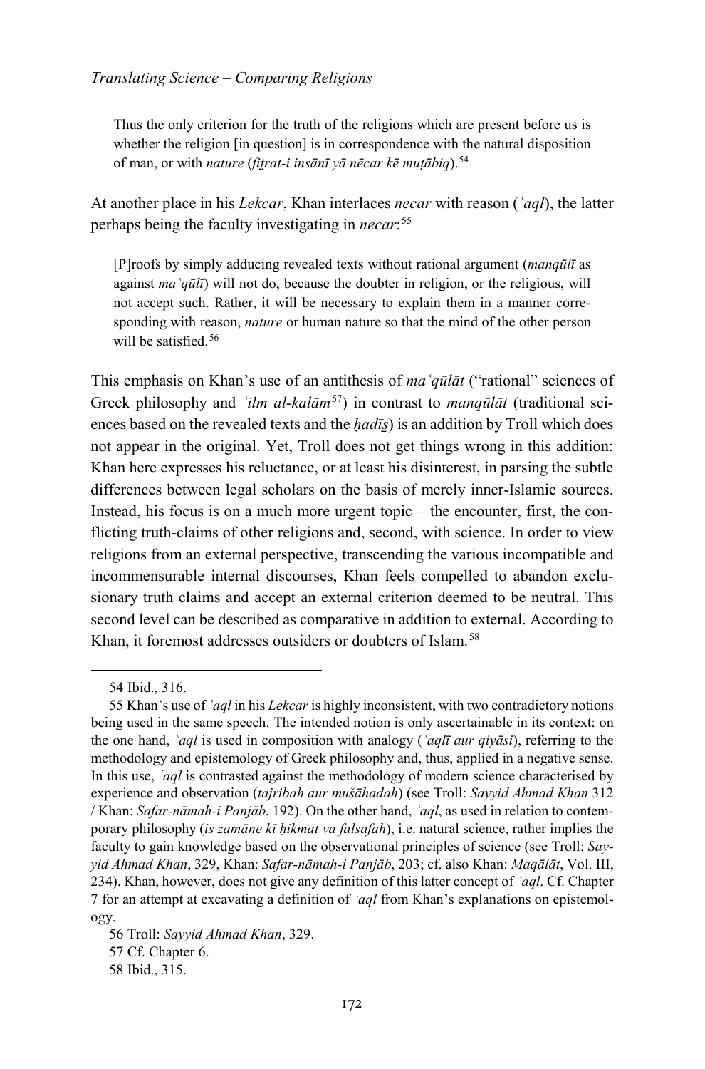> Thus the only criterion for the truth of the religions which are present before us is whether the religion [in question] is in correspondence with the natural disposition of man, or with *nature* (*fiṭrat-i insānī yā nēcar kē muṭābiq*).[54]

At another place in his *Lekcar*, Khan interlaces *necar* with reason (*ʿaql*), the latter perhaps being the faculty investigating in *necar*:[55]

> [P]roofs by simply adducing revealed texts without rational argument (*manqūlī* as against *maʿqūlī*) will not do, because the doubter in religion, or the religious, will not accept such. Rather, it will be necessary to explain them in a manner corresponding with reason, *nature* or human nature so that the mind of the other person will be satisfied.[56]

This emphasis on Khan's use of an antithesis of *maʿqūlāt* ("rational" sciences of Greek philosophy and *ʿilm al-kalām*[57]) in contrast to *manqūlāt* (traditional sciences based on the revealed texts and the *ḥadīs̱*) is an addition by Troll which does not appear in the original. Yet, Troll does not get things wrong in this addition: Khan here expresses his reluctance, or at least his disinterest, in parsing the subtle differences between legal scholars on the basis of merely inner-Islamic sources. Instead, his focus is on a much more urgent topic – the encounter, first, the conflicting truth-claims of other religions and, second, with science. In order to view religions from an external perspective, transcending the various incompatible and incommensurable internal discourses, Khan feels compelled to abandon exclusionary truth claims and accept an external criterion deemed to be neutral. This second level can be described as comparative in addition to external. According to Khan, it foremost addresses outsiders or doubters of Islam.[58]

---

54 Ibid., 316.

55 Khan's use of *ʿaql* in his *Lekcar* is highly inconsistent, with two contradictory notions being used in the same speech. The intended notion is only ascertainable in its context: on the one hand, *ʿaql* is used in composition with analogy (*ʿaqlī aur qiyāsi*), referring to the methodology and epistemology of Greek philosophy and, thus, applied in a negative sense. In this use, *ʿaql* is contrasted against the methodology of modern science characterised by experience and observation (*tajribah aur mušāhadah*) (see Troll: *Sayyid Ahmad Khan* 312 / Khan: *Safar-nāmah-i Panjāb*, 192). On the other hand, *ʿaql*, as used in relation to contemporary philosophy (*is zamāne kī ḥikmat va falsafah*), i.e. natural science, rather implies the faculty to gain knowledge based on the observational principles of science (see Troll: *Sayyid Ahmad Khan*, 329, Khan: *Safar-nāmah-i Panjāb*, 203; cf. also Khan: *Maqālāt*, Vol. III, 234). Khan, however, does not give any definition of this latter concept of *ʿaql*. Cf. Chapter 7 for an attempt at excavating a definition of *ʿaql* from Khan's explanations on epistemology.

56 Troll: *Sayyid Ahmad Khan*, 329.

57 Cf. Chapter 6.

58 Ibid., 315.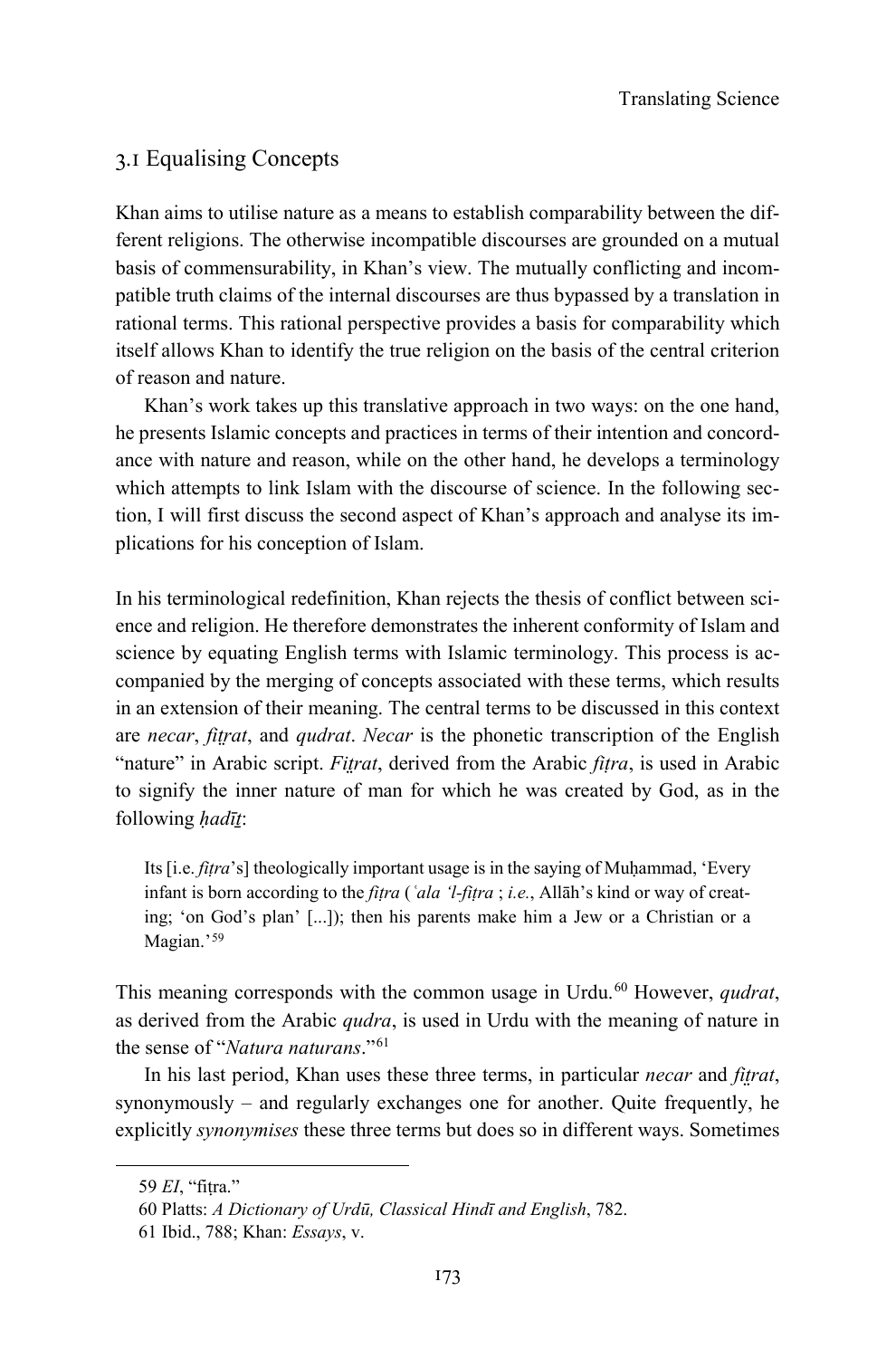## 3.1 Equalising Concepts

Khan aims to utilise nature as a means to establish comparability between the different religions. The otherwise incompatible discourses are grounded on a mutual basis of commensurability, in Khan's view. The mutually conflicting and incompatible truth claims of the internal discourses are thus bypassed by a translation in rational terms. This rational perspective provides a basis for comparability which itself allows Khan to identify the true religion on the basis of the central criterion of reason and nature.

Khan's work takes up this translative approach in two ways: on the one hand, he presents Islamic concepts and practices in terms of their intention and concordance with nature and reason, while on the other hand, he develops a terminology which attempts to link Islam with the discourse of science. In the following section, I will first discuss the second aspect of Khan's approach and analyse its implications for his conception of Islam.

In his terminological redefinition, Khan rejects the thesis of conflict between science and religion. He therefore demonstrates the inherent conformity of Islam and science by equating English terms with Islamic terminology. This process is accompanied by the merging of concepts associated with these terms, which results in an extension of their meaning. The central terms to be discussed in this context are *necar*, *fiṭrat*, and *qudrat*. *Necar* is the phonetic transcription of the English "nature" in Arabic script. *Fiṭrat*, derived from the Arabic *fiṭra*, is used in Arabic to signify the inner nature of man for which he was created by God, as in the following *ḥadīṯ*:

> Its [i.e. *fiṭra*'s] theologically important usage is in the saying of Muḥammad, 'Every infant is born according to the *fiṭra* (*'ala 'l-fiṭra* ; *i.e.*, Allāh's kind or way of creating; 'on God's plan' [...]); then his parents make him a Jew or a Christian or a Magian.'[59]

This meaning corresponds with the common usage in Urdu.[60] However, *qudrat*, as derived from the Arabic *qudra*, is used in Urdu with the meaning of nature in the sense of "*Natura naturans*."[61]

In his last period, Khan uses these three terms, in particular *necar* and *fiṭrat*, synonymously – and regularly exchanges one for another. Quite frequently, he explicitly *synonymises* these three terms but does so in different ways. Sometimes

---

59 *EI*, "fiṭra."

60 Platts: *A Dictionary of Urdū, Classical Hindī and English*, 782.

61 Ibid., 788; Khan: *Essays*, v.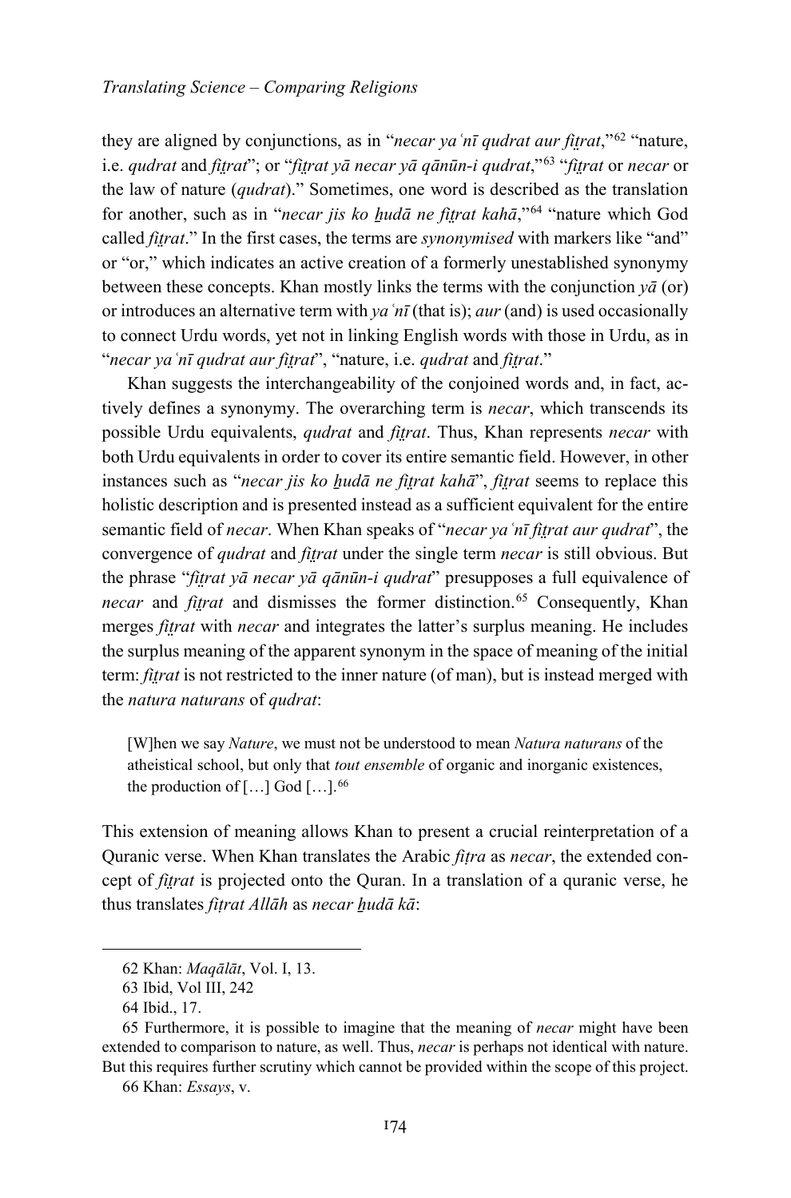they are aligned by conjunctions, as in "*necar yaʿnī qudrat aur fiṭrat*,"[62] "nature, i.e. *qudrat* and *fiṭrat*"; or "*fiṭrat yā necar yā qānūn-i qudrat*,"[63] "*fiṭrat* or *necar* or the law of nature (*qudrat*)." Sometimes, one word is described as the translation for another, such as in "*necar jis ko ḫudā ne fiṭrat kahā*,"[64] "nature which God called *fiṭrat*." In the first cases, the terms are *synonymised* with markers like "and" or "or," which indicates an active creation of a formerly unestablished synonymy between these concepts. Khan mostly links the terms with the conjunction *yā* (or) or introduces an alternative term with *yaʿnī* (that is); *aur* (and) is used occasionally to connect Urdu words, yet not in linking English words with those in Urdu, as in "*necar yaʿnī qudrat aur fiṭrat*", "nature, i.e. *qudrat* and *fiṭrat*."

Khan suggests the interchangeability of the conjoined words and, in fact, actively defines a synonymy. The overarching term is *necar*, which transcends its possible Urdu equivalents, *qudrat* and *fiṭrat*. Thus, Khan represents *necar* with both Urdu equivalents in order to cover its entire semantic field. However, in other instances such as "*necar jis ko ḫudā ne fiṭrat kahā*", *fiṭrat* seems to replace this holistic description and is presented instead as a sufficient equivalent for the entire semantic field of *necar*. When Khan speaks of "*necar yaʿnī fiṭrat aur qudrat*", the convergence of *qudrat* and *fiṭrat* under the single term *necar* is still obvious. But the phrase "*fiṭrat yā necar yā qānūn-i qudrat*" presupposes a full equivalence of *necar* and *fiṭrat* and dismisses the former distinction.[65] Consequently, Khan merges *fiṭrat* with *necar* and integrates the latter's surplus meaning. He includes the surplus meaning of the apparent synonym in the space of meaning of the initial term: *fiṭrat* is not restricted to the inner nature (of man), but is instead merged with the *natura naturans* of *qudrat*:

> [W]hen we say *Nature*, we must not be understood to mean *Natura naturans* of the atheistical school, but only that *tout ensemble* of organic and inorganic existences, the production of […] God […].[66]

This extension of meaning allows Khan to present a crucial reinterpretation of a Quranic verse. When Khan translates the Arabic *fiṭra* as *necar*, the extended concept of *fiṭrat* is projected onto the Quran. In a translation of a quranic verse, he thus translates *fiṭrat Allāh* as *necar ḫudā kā*:

---

62 Khan: *Maqālāt*, Vol. I, 13.

63 Ibid, Vol III, 242

64 Ibid., 17.

65 Furthermore, it is possible to imagine that the meaning of *necar* might have been extended to comparison to nature, as well. Thus, *necar* is perhaps not identical with nature. But this requires further scrutiny which cannot be provided within the scope of this project.

66 Khan: *Essays*, v.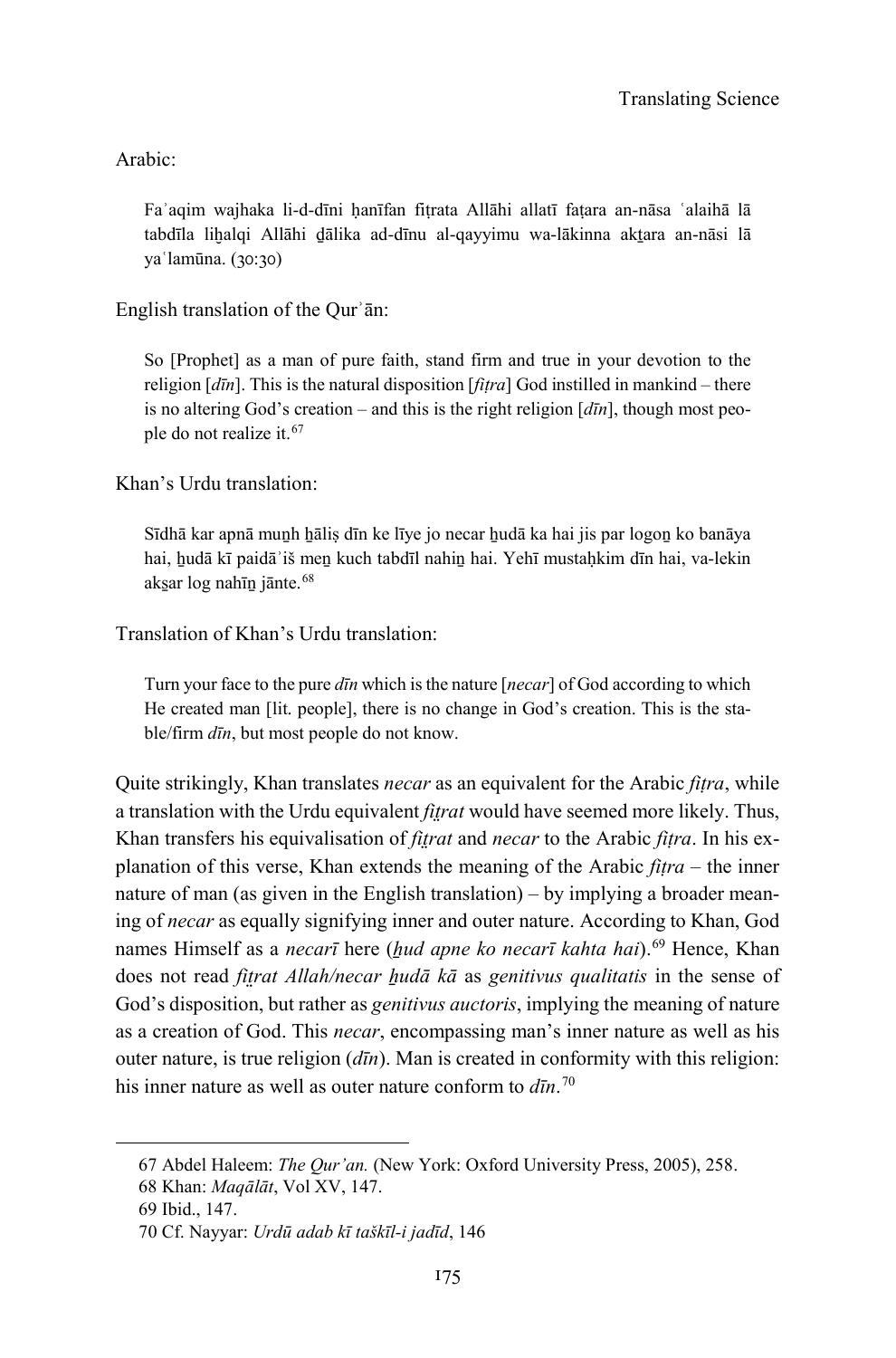Arabic:

> Faʾaqim wajhaka li-d-dīni ḥanīfan fiṭrata Allāhi allatī faṭara an-nāsa ʿalaihā lā tabdīla liḫalqi Allāhi ḏālika ad-dīnu al-qayyimu wa-lākinna akṯara an-nāsi lā yaʿlamūna. (30:30)

English translation of the Qurʾān:

> So [Prophet] as a man of pure faith, stand firm and true in your devotion to the religion [*dīn*]. This is the natural disposition [*fiṭra*] God instilled in mankind – there is no altering God's creation – and this is the right religion [*dīn*], though most people do not realize it.[67]

Khan's Urdu translation:

> Sīdhā kar apnā munh̲ h̲āliṣ dīn ke līye jo necar h̲udā ka hai jis par logon̲ ko banāya hai, h̲udā kī paidāʾiš men̲ kuch tabdīl nahin̲ hai. Yehī mustaḥkim dīn hai, va-lekin akṣar log nahīn̲ jānte.[68]

Translation of Khan's Urdu translation:

> Turn your face to the pure *dīn* which is the nature [*necar*] of God according to which He created man [lit. people], there is no change in God's creation. This is the stable/firm *dīn*, but most people do not know.

Quite strikingly, Khan translates *necar* as an equivalent for the Arabic *fiṭra*, while a translation with the Urdu equivalent *fiṭrat* would have seemed more likely. Thus, Khan transfers his equivalisation of *fiṭrat* and *necar* to the Arabic *fiṭra*. In his explanation of this verse, Khan extends the meaning of the Arabic *fiṭra* – the inner nature of man (as given in the English translation) – by implying a broader meaning of *necar* as equally signifying inner and outer nature. According to Khan, God names Himself as a *necarī* here (*h̲ud apne ko necarī kahta hai*).[69] Hence, Khan does not read *fiṭrat Allah/necar h̲udā kā* as *genitivus qualitatis* in the sense of God's disposition, but rather as *genitivus auctoris*, implying the meaning of nature as a creation of God. This *necar*, encompassing man's inner nature as well as his outer nature, is true religion (*dīn*). Man is created in conformity with this religion: his inner nature as well as outer nature conform to *dīn*.[70]

---

67 Abdel Haleem: *The Qur'an.* (New York: Oxford University Press, 2005), 258.

68 Khan: *Maqālāt*, Vol XV, 147.

69 Ibid., 147.

70 Cf. Nayyar: *Urdū adab kī taškīl-i jadīd*, 146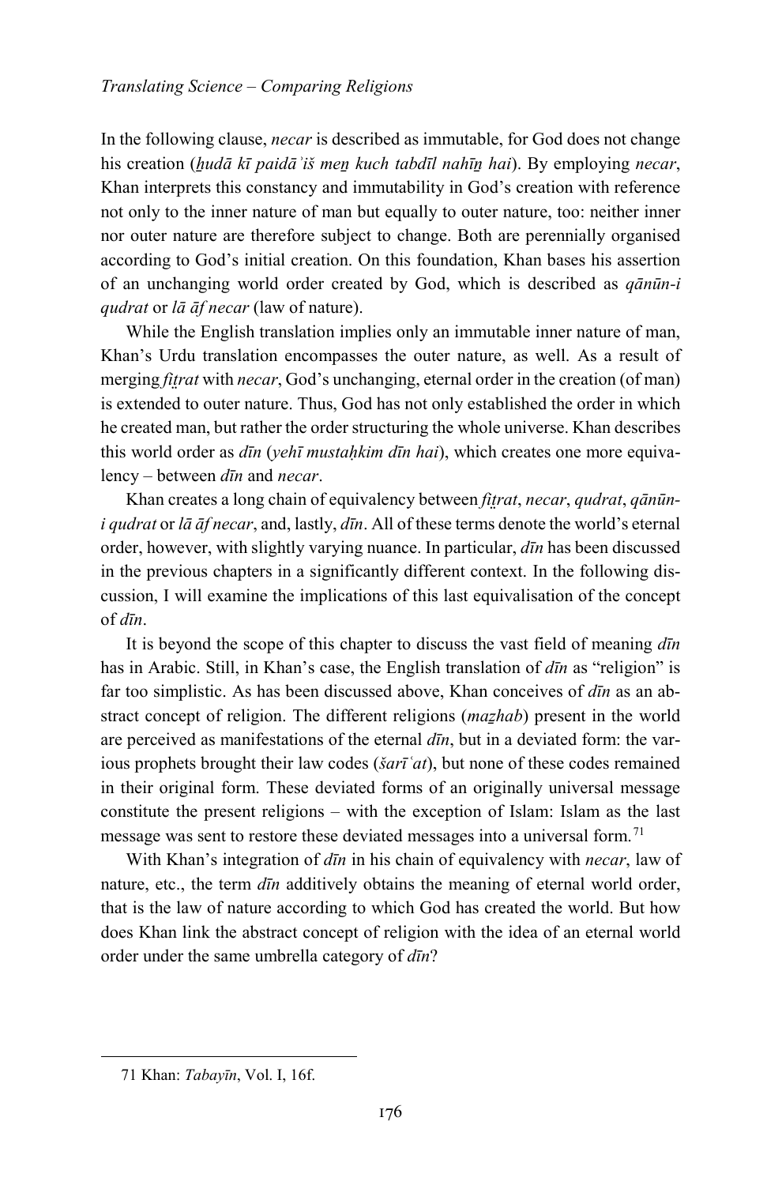In the following clause, *necar* is described as immutable, for God does not change his creation (*ḫudā kī paidāʾiš meṉ kuch tabdīl nahīṉ hai*). By employing *necar*, Khan interprets this constancy and immutability in God's creation with reference not only to the inner nature of man but equally to outer nature, too: neither inner nor outer nature are therefore subject to change. Both are perennially organised according to God's initial creation. On this foundation, Khan bases his assertion of an unchanging world order created by God, which is described as *qānūn-i qudrat* or *lā āf necar* (law of nature).

While the English translation implies only an immutable inner nature of man, Khan's Urdu translation encompasses the outer nature, as well. As a result of merging *fiṭrat* with *necar*, God's unchanging, eternal order in the creation (of man) is extended to outer nature. Thus, God has not only established the order in which he created man, but rather the order structuring the whole universe. Khan describes this world order as *dīn* (*yehī mustaḥkim dīn hai*), which creates one more equivalency – between *dīn* and *necar*.

Khan creates a long chain of equivalency between *fiṭrat*, *necar*, *qudrat*, *qānūn-i qudrat* or *lā āf necar*, and, lastly, *dīn*. All of these terms denote the world's eternal order, however, with slightly varying nuance. In particular, *dīn* has been discussed in the previous chapters in a significantly different context. In the following discussion, I will examine the implications of this last equivalisation of the concept of *dīn*.

It is beyond the scope of this chapter to discuss the vast field of meaning *dīn* has in Arabic. Still, in Khan's case, the English translation of *dīn* as "religion" is far too simplistic. As has been discussed above, Khan conceives of *dīn* as an abstract concept of religion. The different religions (*maẕhab*) present in the world are perceived as manifestations of the eternal *dīn*, but in a deviated form: the various prophets brought their law codes (*šarīʿat*), but none of these codes remained in their original form. These deviated forms of an originally universal message constitute the present religions – with the exception of Islam: Islam as the last message was sent to restore these deviated messages into a universal form.[71]

With Khan's integration of *dīn* in his chain of equivalency with *necar*, law of nature, etc., the term *dīn* additively obtains the meaning of eternal world order, that is the law of nature according to which God has created the world. But how does Khan link the abstract concept of religion with the idea of an eternal world order under the same umbrella category of *dīn*?

---

71 Khan: *Tabayīn*, Vol. I, 16f.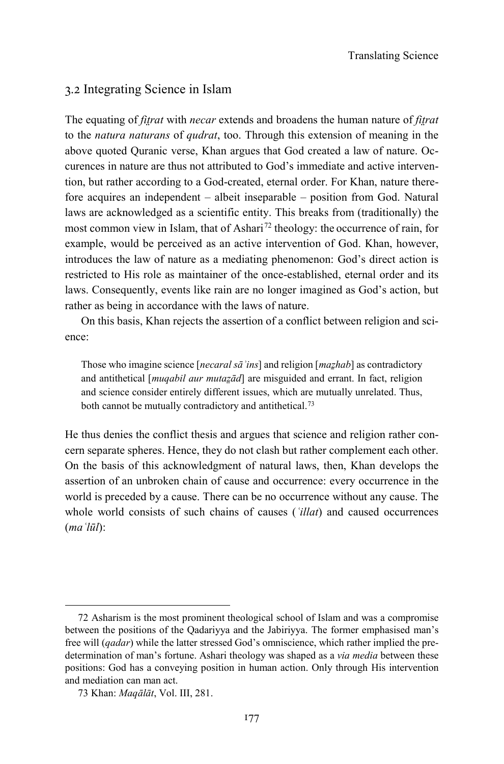## 3.2 Integrating Science in Islam

The equating of *fiṭrat* with *necar* extends and broadens the human nature of *fiṭrat* to the *natura naturans* of *qudrat*, too. Through this extension of meaning in the above quoted Quranic verse, Khan argues that God created a law of nature. Occurences in nature are thus not attributed to God's immediate and active intervention, but rather according to a God-created, eternal order. For Khan, nature therefore acquires an independent – albeit inseparable – position from God. Natural laws are acknowledged as a scientific entity. This breaks from (traditionally) the most common view in Islam, that of Ashari[72] theology: the occurrence of rain, for example, would be perceived as an active intervention of God. Khan, however, introduces the law of nature as a mediating phenomenon: God's direct action is restricted to His role as maintainer of the once-established, eternal order and its laws. Consequently, events like rain are no longer imagined as God's action, but rather as being in accordance with the laws of nature.

On this basis, Khan rejects the assertion of a conflict between religion and science:

> Those who imagine science [*necaral sāʾins*] and religion [*maẕhab*] as contradictory and antithetical [*muqabil aur mutaẓād*] are misguided and errant. In fact, religion and science consider entirely different issues, which are mutually unrelated. Thus, both cannot be mutually contradictory and antithetical.[73]

He thus denies the conflict thesis and argues that science and religion rather concern separate spheres. Hence, they do not clash but rather complement each other. On the basis of this acknowledgment of natural laws, then, Khan develops the assertion of an unbroken chain of cause and occurrence: every occurrence in the world is preceded by a cause. There can be no occurrence without any cause. The whole world consists of such chains of causes (*ʿillat*) and caused occurrences (*maʿlūl*):

---

72 Asharism is the most prominent theological school of Islam and was a compromise between the positions of the Qadariyya and the Jabiriyya. The former emphasised man's free will (*qadar*) while the latter stressed God's omniscience, which rather implied the predetermination of man's fortune. Ashari theology was shaped as a *via media* between these positions: God has a conveying position in human action. Only through His intervention and mediation can man act.

73 Khan: *Maqālāt*, Vol. III, 281.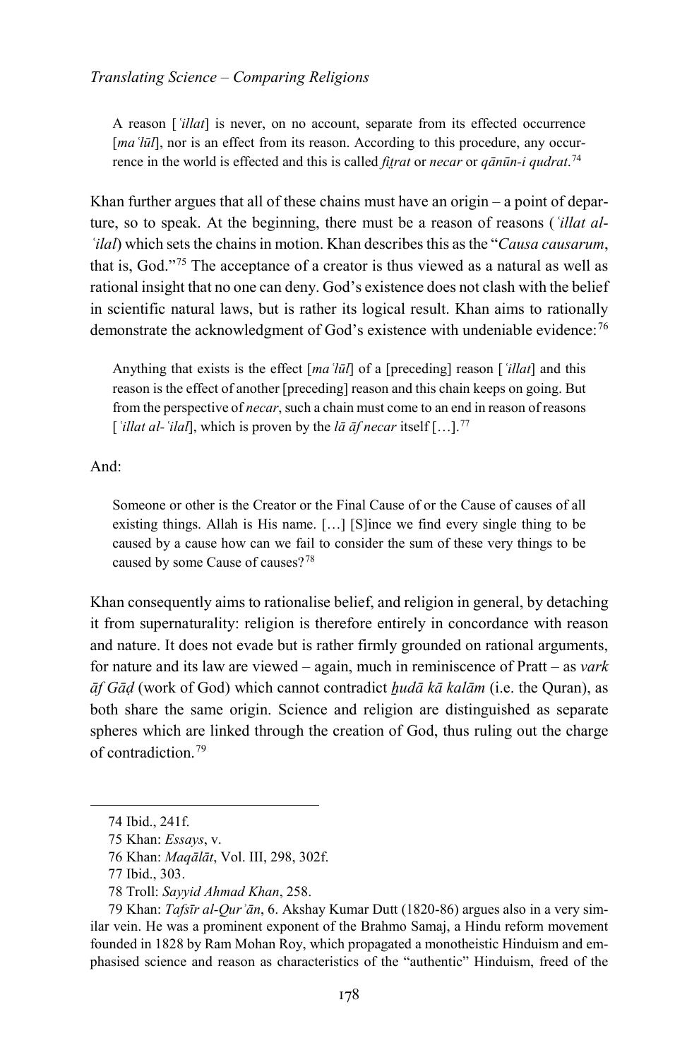> A reason [*ʿillat*] is never, on no account, separate from its effected occurrence [*maʿlūl*], nor is an effect from its reason. According to this procedure, any occurrence in the world is effected and this is called *fiṭrat* or *necar* or *qānūn-i qudrat*.[74]

Khan further argues that all of these chains must have an origin – a point of departure, so to speak. At the beginning, there must be a reason of reasons (*ʿillat al-ʿilal*) which sets the chains in motion. Khan describes this as the "*Causa causarum*, that is, God."[75] The acceptance of a creator is thus viewed as a natural as well as rational insight that no one can deny. God's existence does not clash with the belief in scientific natural laws, but is rather its logical result. Khan aims to rationally demonstrate the acknowledgment of God's existence with undeniable evidence:[76]

> Anything that exists is the effect [*maʿlūl*] of a [preceding] reason [*ʿillat*] and this reason is the effect of another [preceding] reason and this chain keeps on going. But from the perspective of *necar*, such a chain must come to an end in reason of reasons [*ʿillat al-ʿilal*], which is proven by the *lā āf necar* itself […].[77]

And:

> Someone or other is the Creator or the Final Cause of or the Cause of causes of all existing things. Allah is His name. […] [S]ince we find every single thing to be caused by a cause how can we fail to consider the sum of these very things to be caused by some Cause of causes?[78]

Khan consequently aims to rationalise belief, and religion in general, by detaching it from supernaturality: religion is therefore entirely in concordance with reason and nature. It does not evade but is rather firmly grounded on rational arguments, for nature and its law are viewed – again, much in reminiscence of Pratt – as *vark āf Gāḍ* (work of God) which cannot contradict *ḫudā kā kalām* (i.e. the Quran), as both share the same origin. Science and religion are distinguished as separate spheres which are linked through the creation of God, thus ruling out the charge of contradiction.[79]

---

74 Ibid., 241f.

75 Khan: *Essays*, v.

76 Khan: *Maqālāt*, Vol. III, 298, 302f.

77 Ibid., 303.

78 Troll: *Sayyid Ahmad Khan*, 258.

79 Khan: *Tafsīr al-Qurʾān*, 6. Akshay Kumar Dutt (1820-86) argues also in a very similar vein. He was a prominent exponent of the Brahmo Samaj, a Hindu reform movement founded in 1828 by Ram Mohan Roy, which propagated a monotheistic Hinduism and emphasised science and reason as characteristics of the "authentic" Hinduism, freed of the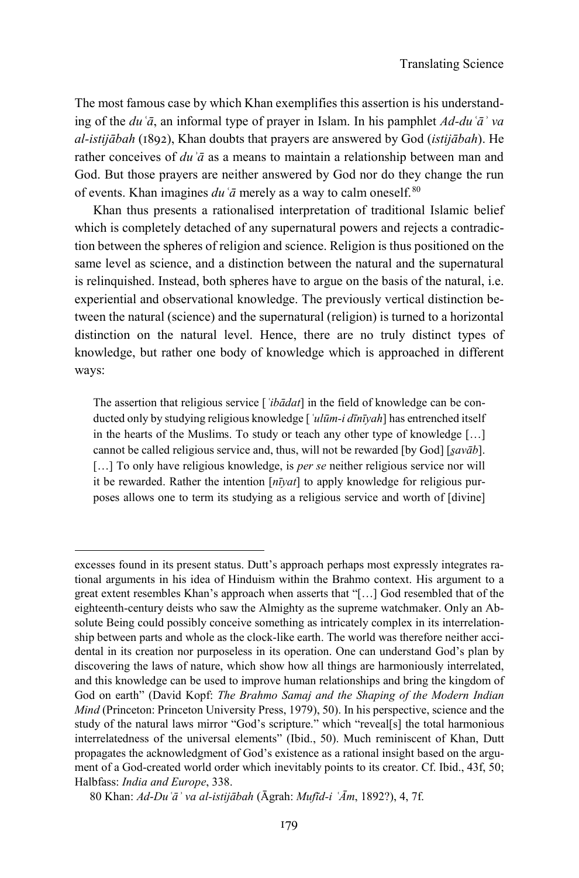The most famous case by which Khan exemplifies this assertion is his understanding of the *duʿā*, an informal type of prayer in Islam. In his pamphlet *Ad-duʿāʾ va al-istijābah* (1892), Khan doubts that prayers are answered by God (*istijābah*). He rather conceives of *duʾā* as a means to maintain a relationship between man and God. But those prayers are neither answered by God nor do they change the run of events. Khan imagines *duʿā* merely as a way to calm oneself.[80]

Khan thus presents a rationalised interpretation of traditional Islamic belief which is completely detached of any supernatural powers and rejects a contradiction between the spheres of religion and science. Religion is thus positioned on the same level as science, and a distinction between the natural and the supernatural is relinquished. Instead, both spheres have to argue on the basis of the natural, i.e. experiential and observational knowledge. The previously vertical distinction between the natural (science) and the supernatural (religion) is turned to a horizontal distinction on the natural level. Hence, there are no truly distinct types of knowledge, but rather one body of knowledge which is approached in different ways:

> The assertion that religious service [*ʿibādat*] in the field of knowledge can be conducted only by studying religious knowledge [*ʿulūm-i dīnīyah*] has entrenched itself in the hearts of the Muslims. To study or teach any other type of knowledge […] cannot be called religious service and, thus, will not be rewarded [by God] [*s̱avāb*]. […] To only have religious knowledge, is *per se* neither religious service nor will it be rewarded. Rather the intention [*nīyat*] to apply knowledge for religious purposes allows one to term its studying as a religious service and worth of [divine]

---

excesses found in its present status. Dutt's approach perhaps most expressly integrates rational arguments in his idea of Hinduism within the Brahmo context. His argument to a great extent resembles Khan's approach when asserts that "[…] God resembled that of the eighteenth-century deists who saw the Almighty as the supreme watchmaker. Only an Absolute Being could possibly conceive something as intricately complex in its interrelationship between parts and whole as the clock-like earth. The world was therefore neither accidental in its creation nor purposeless in its operation. One can understand God's plan by discovering the laws of nature, which show how all things are harmoniously interrelated, and this knowledge can be used to improve human relationships and bring the kingdom of God on earth" (David Kopf: *The Brahmo Samaj and the Shaping of the Modern Indian Mind* (Princeton: Princeton University Press, 1979), 50). In his perspective, science and the study of the natural laws mirror "God's scripture." which "reveal[s] the total harmonious interrelatedness of the universal elements" (Ibid., 50). Much reminiscent of Khan, Dutt propagates the acknowledgment of God's existence as a rational insight based on the argument of a God-created world order which inevitably points to its creator. Cf. Ibid., 43f, 50; Halbfass: *India and Europe*, 338.

80 Khan: *Ad-Duʿāʾ va al-istijābah* (Āgrah: *Mufīd-i ʿĀm*, 1892?), 4, 7f.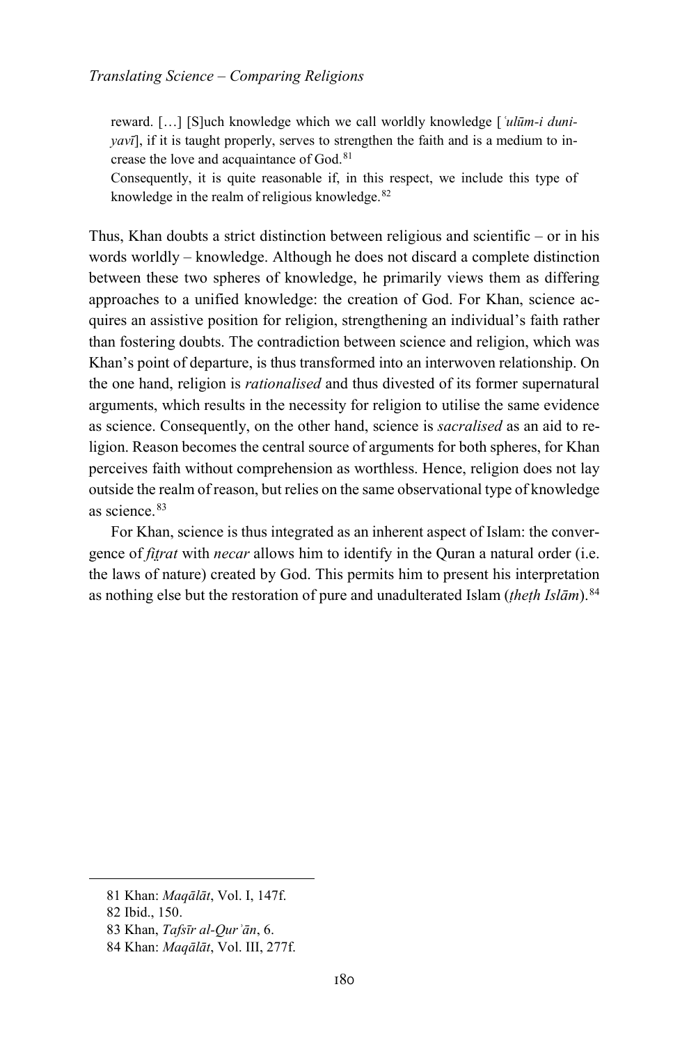> reward. […] [S]uch knowledge which we call worldly knowledge [*ʿulūm-i duniyavī*], if it is taught properly, serves to strengthen the faith and is a medium to increase the love and acquaintance of God.[81]
>
> Consequently, it is quite reasonable if, in this respect, we include this type of knowledge in the realm of religious knowledge.[82]

Thus, Khan doubts a strict distinction between religious and scientific – or in his words worldly – knowledge. Although he does not discard a complete distinction between these two spheres of knowledge, he primarily views them as differing approaches to a unified knowledge: the creation of God. For Khan, science acquires an assistive position for religion, strengthening an individual's faith rather than fostering doubts. The contradiction between science and religion, which was Khan's point of departure, is thus transformed into an interwoven relationship. On the one hand, religion is *rationalised* and thus divested of its former supernatural arguments, which results in the necessity for religion to utilise the same evidence as science. Consequently, on the other hand, science is *sacralised* as an aid to religion. Reason becomes the central source of arguments for both spheres, for Khan perceives faith without comprehension as worthless. Hence, religion does not lay outside the realm of reason, but relies on the same observational type of knowledge as science.[83]

For Khan, science is thus integrated as an inherent aspect of Islam: the convergence of *fiṭrat* with *necar* allows him to identify in the Quran a natural order (i.e. the laws of nature) created by God. This permits him to present his interpretation as nothing else but the restoration of pure and unadulterated Islam (*ṭheṭh Islām*).[84]

---

81 Khan: *Maqālāt*, Vol. I, 147f.

82 Ibid., 150.

83 Khan, *Tafsīr al-Qurʾān*, 6.

84 Khan: *Maqālāt*, Vol. III, 277f.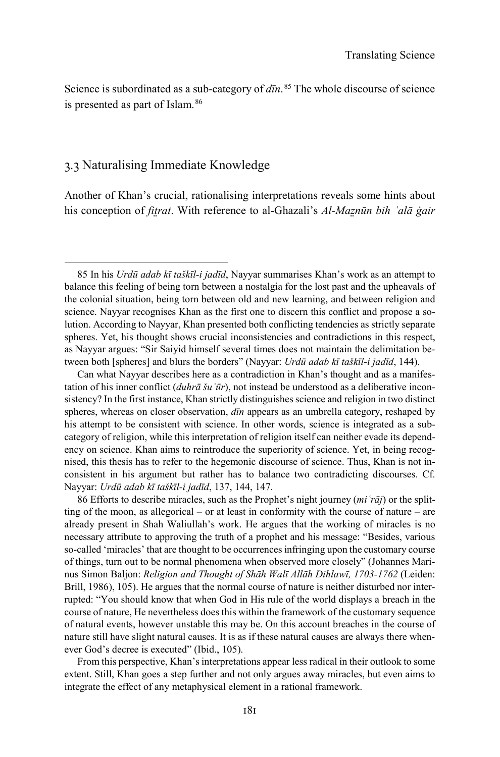Science is subordinated as a sub-category of *dīn*.[85] The whole discourse of science is presented as part of Islam.[86]

## 3.3 Naturalising Immediate Knowledge

Another of Khan's crucial, rationalising interpretations reveals some hints about his conception of *fiṭrat*. With reference to al-Ghazali's *Al-Maẓnūn bih ʿalā ġair*

---

85 In his *Urdū adab kī taškīl-i jadīd*, Nayyar summarises Khan's work as an attempt to balance this feeling of being torn between a nostalgia for the lost past and the upheavals of the colonial situation, being torn between old and new learning, and between religion and science. Nayyar recognises Khan as the first one to discern this conflict and propose a solution. According to Nayyar, Khan presented both conflicting tendencies as strictly separate spheres. Yet, his thought shows crucial inconsistencies and contradictions in this respect, as Nayyar argues: "Sir Saiyid himself several times does not maintain the delimitation between both [spheres] and blurs the borders" (Nayyar: *Urdū adab kī taškīl-i jadīd*, 144).

Can what Nayyar describes here as a contradiction in Khan's thought and as a manifestation of his inner conflict (*duhrā šuʿūr*), not instead be understood as a deliberative inconsistency? In the first instance, Khan strictly distinguishes science and religion in two distinct spheres, whereas on closer observation, *dīn* appears as an umbrella category, reshaped by his attempt to be consistent with science. In other words, science is integrated as a subcategory of religion, while this interpretation of religion itself can neither evade its dependency on science. Khan aims to reintroduce the superiority of science. Yet, in being recognised, this thesis has to refer to the hegemonic discourse of science. Thus, Khan is not inconsistent in his argument but rather has to balance two contradicting discourses. Cf. Nayyar: *Urdū adab kī taškīl-i jadīd*, 137, 144, 147.

86 Efforts to describe miracles, such as the Prophet's night journey (*miʿrāj*) or the splitting of the moon, as allegorical – or at least in conformity with the course of nature – are already present in Shah Waliullah's work. He argues that the working of miracles is no necessary attribute to approving the truth of a prophet and his message: "Besides, various so-called 'miracles' that are thought to be occurrences infringing upon the customary course of things, turn out to be normal phenomena when observed more closely" (Johannes Marinus Simon Baljon: *Religion and Thought of Shāh Walī Allāh Dihlawī, 1703-1762* (Leiden: Brill, 1986), 105). He argues that the normal course of nature is neither disturbed nor interrupted: "You should know that when God in His rule of the world displays a breach in the course of nature, He nevertheless does this within the framework of the customary sequence of natural events, however unstable this may be. On this account breaches in the course of nature still have slight natural causes. It is as if these natural causes are always there whenever God's decree is executed" (Ibid., 105).

From this perspective, Khan's interpretations appear less radical in their outlook to some extent. Still, Khan goes a step further and not only argues away miracles, but even aims to integrate the effect of any metaphysical element in a rational framework.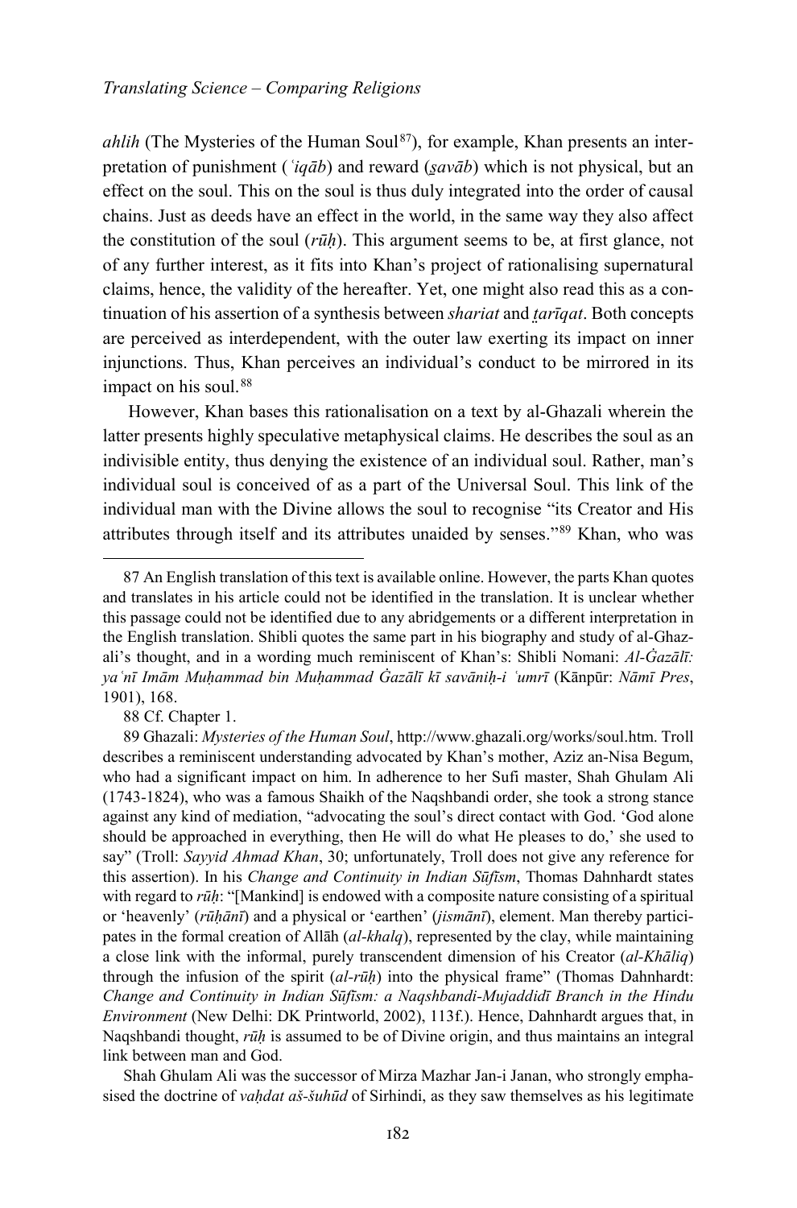*ahlih* (The Mysteries of the Human Soul[87]), for example, Khan presents an interpretation of punishment (*ʿiqāb*) and reward (*ṡavāb*) which is not physical, but an effect on the soul. This on the soul is thus duly integrated into the order of causal chains. Just as deeds have an effect in the world, in the same way they also affect the constitution of the soul (*rūḥ*). This argument seems to be, at first glance, not of any further interest, as it fits into Khan's project of rationalising supernatural claims, hence, the validity of the hereafter. Yet, one might also read this as a continuation of his assertion of a synthesis between *shariat* and *ṭarīqat*. Both concepts are perceived as interdependent, with the outer law exerting its impact on inner injunctions. Thus, Khan perceives an individual's conduct to be mirrored in its impact on his soul.[88]

However, Khan bases this rationalisation on a text by al-Ghazali wherein the latter presents highly speculative metaphysical claims. He describes the soul as an indivisible entity, thus denying the existence of an individual soul. Rather, man's individual soul is conceived of as a part of the Universal Soul. This link of the individual man with the Divine allows the soul to recognise "its Creator and His attributes through itself and its attributes unaided by senses."[89] Khan, who was

---

87 An English translation of this text is available online. However, the parts Khan quotes and translates in his article could not be identified in the translation. It is unclear whether this passage could not be identified due to any abridgements or a different interpretation in the English translation. Shibli quotes the same part in his biography and study of al-Ghazali's thought, and in a wording much reminiscent of Khan's: Shibli Nomani: *Al-Ġazālī: yaʿnī Imām Muḥammad bin Muḥammad Ġazālī kī savāniḥ-i ʿumrī* (Kānpūr: *Nāmī Pres*, 1901), 168.

88 Cf. Chapter 1.

89 Ghazali: *Mysteries of the Human Soul*, http://www.ghazali.org/works/soul.htm. Troll describes a reminiscent understanding advocated by Khan's mother, Aziz an-Nisa Begum, who had a significant impact on him. In adherence to her Sufi master, Shah Ghulam Ali (1743-1824), who was a famous Shaikh of the Naqshbandi order, she took a strong stance against any kind of mediation, "advocating the soul's direct contact with God. 'God alone should be approached in everything, then He will do what He pleases to do,' she used to say" (Troll: *Sayyid Ahmad Khan*, 30; unfortunately, Troll does not give any reference for this assertion). In his *Change and Continuity in Indian Sūfīsm*, Thomas Dahnhardt states with regard to *rūḥ*: "[Mankind] is endowed with a composite nature consisting of a spiritual or 'heavenly' (*rūḥānī*) and a physical or 'earthen' (*jismānī*), element. Man thereby participates in the formal creation of Allāh (*al-khalq*), represented by the clay, while maintaining a close link with the informal, purely transcendent dimension of his Creator (*al-Khāliq*) through the infusion of the spirit (*al-rūḥ*) into the physical frame" (Thomas Dahnhardt: *Change and Continuity in Indian Sūfīsm: a Naqshbandi-Mujaddidī Branch in the Hindu Environment* (New Delhi: DK Printworld, 2002), 113f.). Hence, Dahnhardt argues that, in Naqshbandi thought, *rūḥ* is assumed to be of Divine origin, and thus maintains an integral link between man and God.

Shah Ghulam Ali was the successor of Mirza Mazhar Jan-i Janan, who strongly emphasised the doctrine of *vaḥdat aš-šuhūd* of Sirhindi, as they saw themselves as his legitimate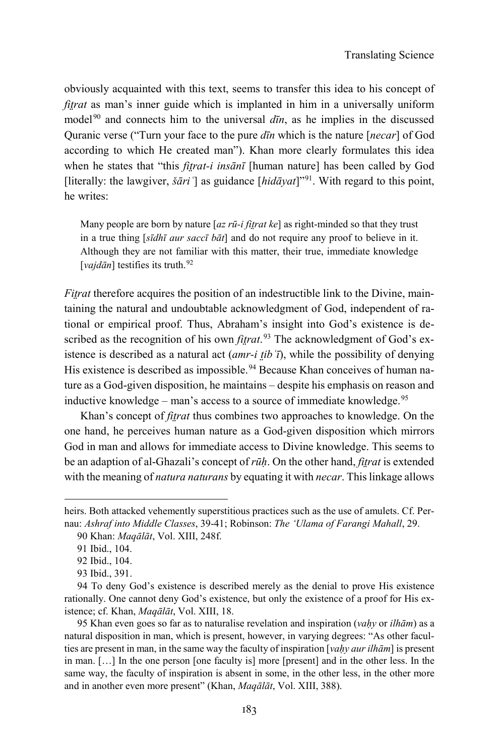obviously acquainted with this text, seems to transfer this idea to his concept of *fiṭrat* as man's inner guide which is implanted in him in a universally uniform model[90] and connects him to the universal *dīn*, as he implies in the discussed Quranic verse ("Turn your face to the pure *dīn* which is the nature [*necar*] of God according to which He created man"). Khan more clearly formulates this idea when he states that "this *fiṭrat-i insānī* [human nature] has been called by God [literally: the lawgiver, *šāriʿ*] as guidance [*hidāyat*]"[91]. With regard to this point, he writes:

> Many people are born by nature [*az rū-i fiṭrat ke*] as right-minded so that they trust in a true thing [*sīdhī aur saccī bāt*] and do not require any proof to believe in it. Although they are not familiar with this matter, their true, immediate knowledge [*vajdān*] testifies its truth.[92]

*Fiṭrat* therefore acquires the position of an indestructible link to the Divine, maintaining the natural and undoubtable acknowledgment of God, independent of rational or empirical proof. Thus, Abraham's insight into God's existence is described as the recognition of his own *fiṭrat*.[93] The acknowledgment of God's existence is described as a natural act (*amr-i ṭibʿī*), while the possibility of denying His existence is described as impossible.[94] Because Khan conceives of human nature as a God-given disposition, he maintains – despite his emphasis on reason and inductive knowledge – man's access to a source of immediate knowledge.[95]

Khan's concept of *fiṭrat* thus combines two approaches to knowledge. On the one hand, he perceives human nature as a God-given disposition which mirrors God in man and allows for immediate access to Divine knowledge. This seems to be an adaption of al-Ghazali's concept of *rūḥ*. On the other hand, *fiṭrat* is extended with the meaning of *natura naturans* by equating it with *necar*. This linkage allows

---

heirs. Both attacked vehemently superstitious practices such as the use of amulets. Cf. Pernau: *Ashraf into Middle Classes*, 39-41; Robinson: *The 'Ulama of Farangi Mahall*, 29.

90 Khan: *Maqālāt*, Vol. XIII, 248f.

91 Ibid., 104.

92 Ibid., 104.

93 Ibid., 391.

94 To deny God's existence is described merely as the denial to prove His existence rationally. One cannot deny God's existence, but only the existence of a proof for His existence; cf. Khan, *Maqālāt*, Vol. XIII, 18.

95 Khan even goes so far as to naturalise revelation and inspiration (*vaḥy* or *ilhām*) as a natural disposition in man, which is present, however, in varying degrees: "As other faculties are present in man, in the same way the faculty of inspiration [*vaḥy aur ilhām*] is present in man. […] In the one person [one faculty is] more [present] and in the other less. In the same way, the faculty of inspiration is absent in some, in the other less, in the other more and in another even more present" (Khan, *Maqālāt*, Vol. XIII, 388).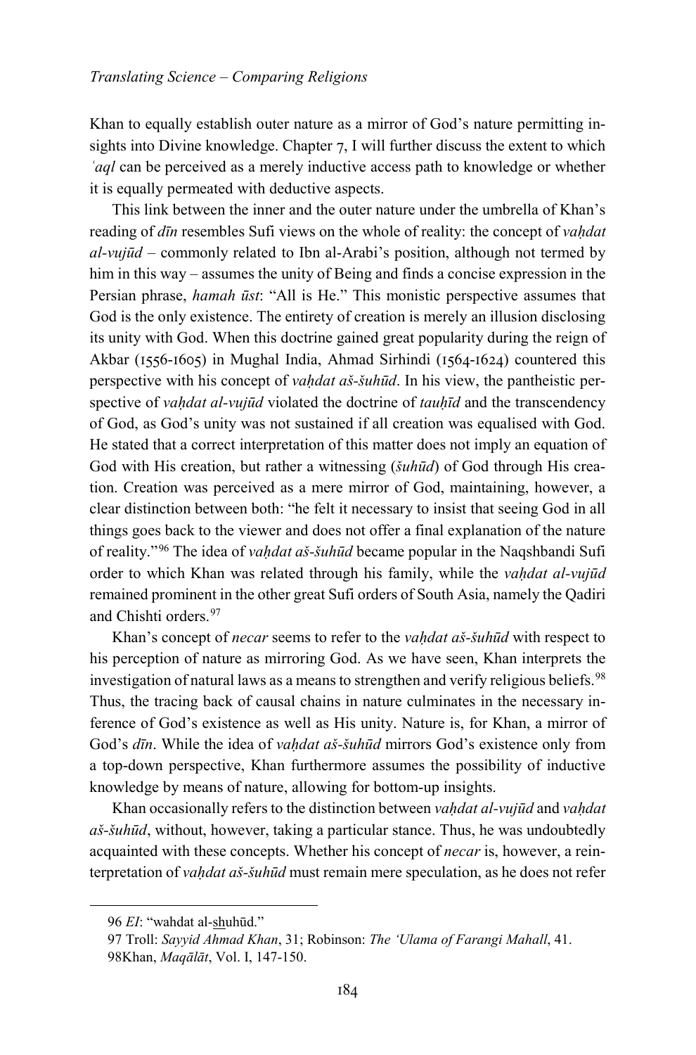Khan to equally establish outer nature as a mirror of God's nature permitting insights into Divine knowledge. Chapter 7, I will further discuss the extent to which *ʿaql* can be perceived as a merely inductive access path to knowledge or whether it is equally permeated with deductive aspects.

This link between the inner and the outer nature under the umbrella of Khan's reading of *dīn* resembles Sufi views on the whole of reality: the concept of *vaḥdat al-vujūd* – commonly related to Ibn al-Arabi's position, although not termed by him in this way – assumes the unity of Being and finds a concise expression in the Persian phrase, *hamah ūst*: "All is He." This monistic perspective assumes that God is the only existence. The entirety of creation is merely an illusion disclosing its unity with God. When this doctrine gained great popularity during the reign of Akbar (1556-1605) in Mughal India, Ahmad Sirhindi (1564-1624) countered this perspective with his concept of *vaḥdat aš-šuhūd*. In his view, the pantheistic perspective of *vaḥdat al-vujūd* violated the doctrine of *tauḥīd* and the transcendency of God, as God's unity was not sustained if all creation was equalised with God. He stated that a correct interpretation of this matter does not imply an equation of God with His creation, but rather a witnessing (*šuhūd*) of God through His creation. Creation was perceived as a mere mirror of God, maintaining, however, a clear distinction between both: "he felt it necessary to insist that seeing God in all things goes back to the viewer and does not offer a final explanation of the nature of reality."[96] The idea of *vaḥdat aš-šuhūd* became popular in the Naqshbandi Sufi order to which Khan was related through his family, while the *vaḥdat al-vujūd* remained prominent in the other great Sufi orders of South Asia, namely the Qadiri and Chishti orders.[97]

Khan's concept of *necar* seems to refer to the *vaḥdat aš-šuhūd* with respect to his perception of nature as mirroring God. As we have seen, Khan interprets the investigation of natural laws as a means to strengthen and verify religious beliefs.[98] Thus, the tracing back of causal chains in nature culminates in the necessary inference of God's existence as well as His unity. Nature is, for Khan, a mirror of God's *dīn*. While the idea of *vaḥdat aš-šuhūd* mirrors God's existence only from a top-down perspective, Khan furthermore assumes the possibility of inductive knowledge by means of nature, allowing for bottom-up insights.

Khan occasionally refers to the distinction between *vaḥdat al-vujūd* and *vaḥdat aš-šuhūd*, without, however, taking a particular stance. Thus, he was undoubtedly acquainted with these concepts. Whether his concept of *necar* is, however, a reinterpretation of *vaḥdat aš-šuhūd* must remain mere speculation, as he does not refer

96 *EI*: "wahdat al-shuhūd."

97 Troll: *Sayyid Ahmad Khan*, 31; Robinson: *The ʻUlama of Farangi Mahall*, 41.

98 Khan, *Maqālāt*, Vol. I, 147-150.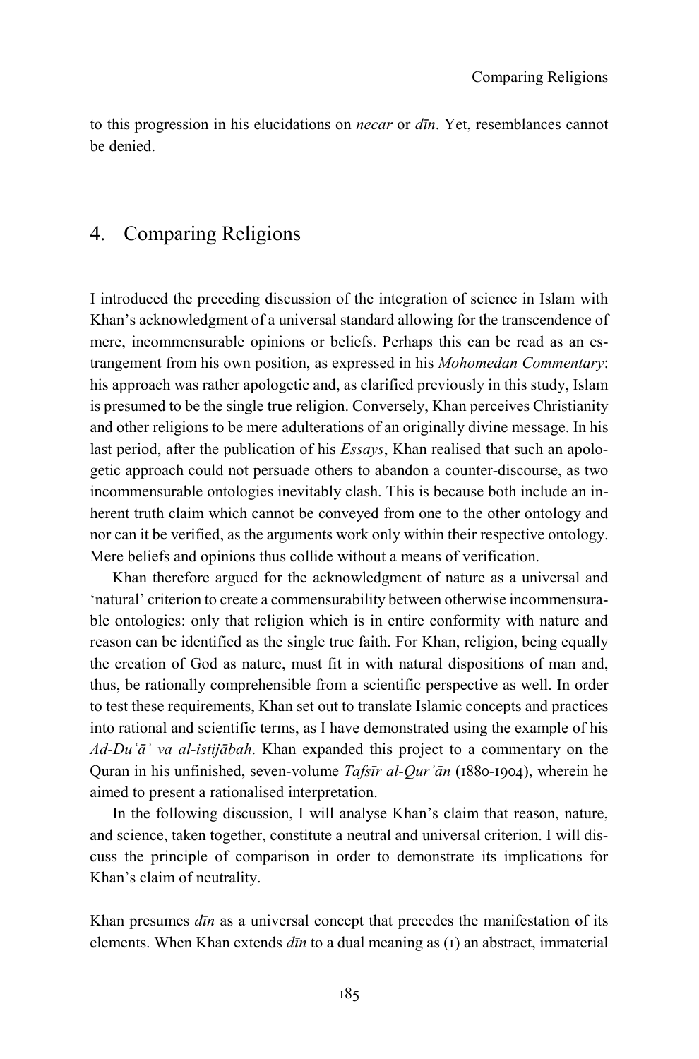to this progression in his elucidations on *necar* or *dīn*. Yet, resemblances cannot be denied.

## 4. Comparing Religions

I introduced the preceding discussion of the integration of science in Islam with Khan's acknowledgment of a universal standard allowing for the transcendence of mere, incommensurable opinions or beliefs. Perhaps this can be read as an estrangement from his own position, as expressed in his *Mohomedan Commentary*: his approach was rather apologetic and, as clarified previously in this study, Islam is presumed to be the single true religion. Conversely, Khan perceives Christianity and other religions to be mere adulterations of an originally divine message. In his last period, after the publication of his *Essays*, Khan realised that such an apologetic approach could not persuade others to abandon a counter-discourse, as two incommensurable ontologies inevitably clash. This is because both include an inherent truth claim which cannot be conveyed from one to the other ontology and nor can it be verified, as the arguments work only within their respective ontology. Mere beliefs and opinions thus collide without a means of verification.

Khan therefore argued for the acknowledgment of nature as a universal and 'natural' criterion to create a commensurability between otherwise incommensurable ontologies: only that religion which is in entire conformity with nature and reason can be identified as the single true faith. For Khan, religion, being equally the creation of God as nature, must fit in with natural dispositions of man and, thus, be rationally comprehensible from a scientific perspective as well. In order to test these requirements, Khan set out to translate Islamic concepts and practices into rational and scientific terms, as I have demonstrated using the example of his *Ad-Duʿāʾ va al-istijābah*. Khan expanded this project to a commentary on the Quran in his unfinished, seven-volume *Tafsīr al-Qurʾān* (1880-1904), wherein he aimed to present a rationalised interpretation.

In the following discussion, I will analyse Khan's claim that reason, nature, and science, taken together, constitute a neutral and universal criterion. I will discuss the principle of comparison in order to demonstrate its implications for Khan's claim of neutrality.

Khan presumes *dīn* as a universal concept that precedes the manifestation of its elements. When Khan extends *dīn* to a dual meaning as (1) an abstract, immaterial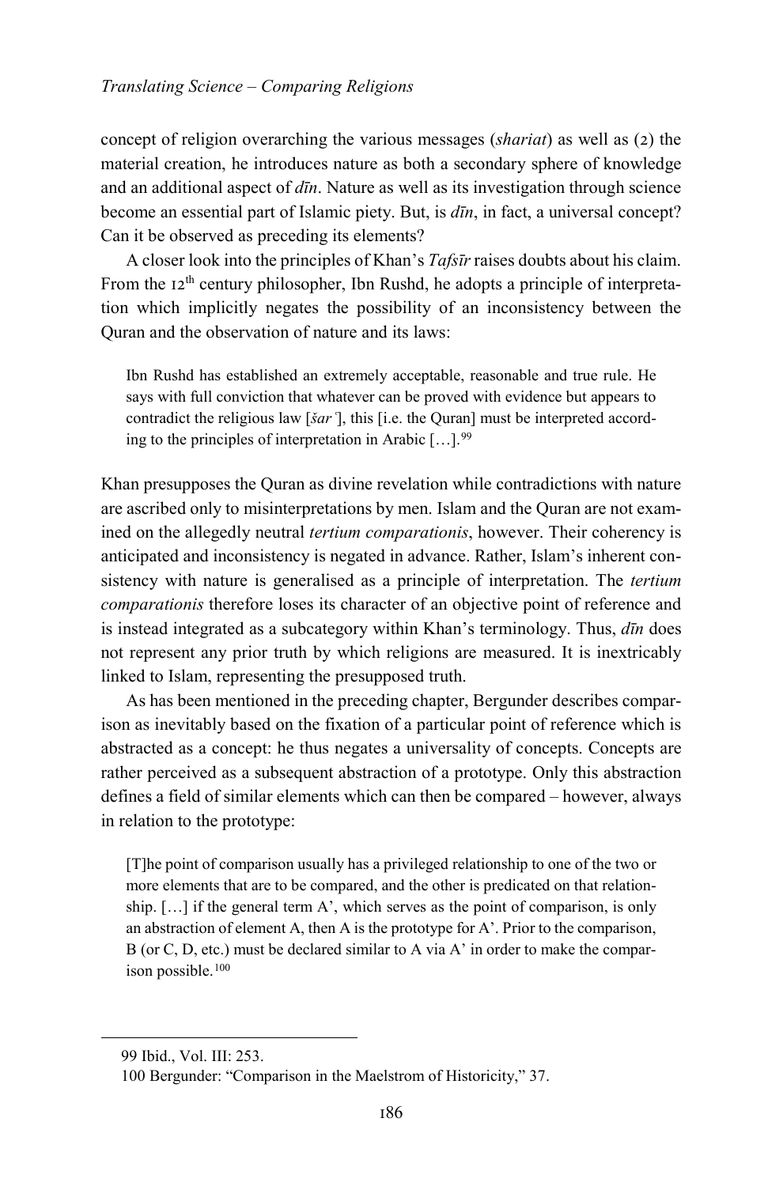concept of religion overarching the various messages (*shariat*) as well as (2) the material creation, he introduces nature as both a secondary sphere of knowledge and an additional aspect of *dīn*. Nature as well as its investigation through science become an essential part of Islamic piety. But, is *dīn*, in fact, a universal concept? Can it be observed as preceding its elements?

A closer look into the principles of Khan's *Tafsīr* raises doubts about his claim. From the 12th century philosopher, Ibn Rushd, he adopts a principle of interpretation which implicitly negates the possibility of an inconsistency between the Quran and the observation of nature and its laws:

> Ibn Rushd has established an extremely acceptable, reasonable and true rule. He says with full conviction that whatever can be proved with evidence but appears to contradict the religious law [*šarʿ*], this [i.e. the Quran] must be interpreted according to the principles of interpretation in Arabic […].[99]

Khan presupposes the Quran as divine revelation while contradictions with nature are ascribed only to misinterpretations by men. Islam and the Quran are not examined on the allegedly neutral *tertium comparationis*, however. Their coherency is anticipated and inconsistency is negated in advance. Rather, Islam's inherent consistency with nature is generalised as a principle of interpretation. The *tertium comparationis* therefore loses its character of an objective point of reference and is instead integrated as a subcategory within Khan's terminology. Thus, *dīn* does not represent any prior truth by which religions are measured. It is inextricably linked to Islam, representing the presupposed truth.

As has been mentioned in the preceding chapter, Bergunder describes comparison as inevitably based on the fixation of a particular point of reference which is abstracted as a concept: he thus negates a universality of concepts. Concepts are rather perceived as a subsequent abstraction of a prototype. Only this abstraction defines a field of similar elements which can then be compared – however, always in relation to the prototype:

> [T]he point of comparison usually has a privileged relationship to one of the two or more elements that are to be compared, and the other is predicated on that relationship. […] if the general term A', which serves as the point of comparison, is only an abstraction of element A, then A is the prototype for A'. Prior to the comparison, B (or C, D, etc.) must be declared similar to A via A' in order to make the comparison possible.[100]

---

99 Ibid., Vol. III: 253.

100 Bergunder: "Comparison in the Maelstrom of Historicity," 37.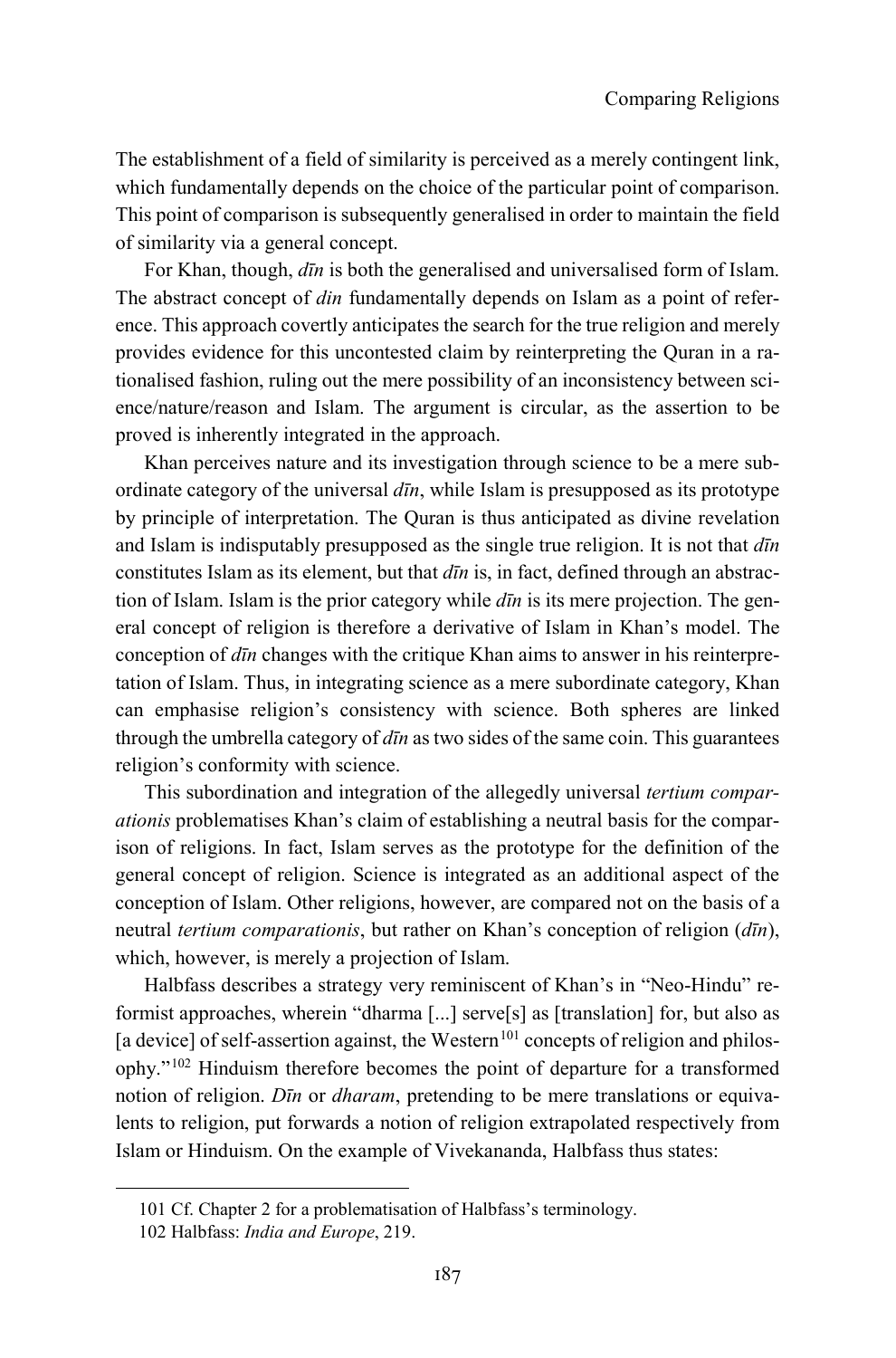The establishment of a field of similarity is perceived as a merely contingent link, which fundamentally depends on the choice of the particular point of comparison. This point of comparison is subsequently generalised in order to maintain the field of similarity via a general concept.

For Khan, though, *dīn* is both the generalised and universalised form of Islam. The abstract concept of *din* fundamentally depends on Islam as a point of reference. This approach covertly anticipates the search for the true religion and merely provides evidence for this uncontested claim by reinterpreting the Quran in a rationalised fashion, ruling out the mere possibility of an inconsistency between science/nature/reason and Islam. The argument is circular, as the assertion to be proved is inherently integrated in the approach.

Khan perceives nature and its investigation through science to be a mere subordinate category of the universal *dīn*, while Islam is presupposed as its prototype by principle of interpretation. The Quran is thus anticipated as divine revelation and Islam is indisputably presupposed as the single true religion. It is not that *dīn* constitutes Islam as its element, but that *dīn* is, in fact, defined through an abstraction of Islam. Islam is the prior category while *dīn* is its mere projection. The general concept of religion is therefore a derivative of Islam in Khan's model. The conception of *dīn* changes with the critique Khan aims to answer in his reinterpretation of Islam. Thus, in integrating science as a mere subordinate category, Khan can emphasise religion's consistency with science. Both spheres are linked through the umbrella category of *dīn* as two sides of the same coin. This guarantees religion's conformity with science.

This subordination and integration of the allegedly universal *tertium comparationis* problematises Khan's claim of establishing a neutral basis for the comparison of religions. In fact, Islam serves as the prototype for the definition of the general concept of religion. Science is integrated as an additional aspect of the conception of Islam. Other religions, however, are compared not on the basis of a neutral *tertium comparationis*, but rather on Khan's conception of religion (*dīn*), which, however, is merely a projection of Islam.

Halbfass describes a strategy very reminiscent of Khan's in "Neo-Hindu" reformist approaches, wherein "dharma [...] serve[s] as [translation] for, but also as [a device] of self-assertion against, the Western[101] concepts of religion and philosophy."[102] Hinduism therefore becomes the point of departure for a transformed notion of religion. *Dīn* or *dharam*, pretending to be mere translations or equivalents to religion, put forwards a notion of religion extrapolated respectively from Islam or Hinduism. On the example of Vivekananda, Halbfass thus states:

101 Cf. Chapter 2 for a problematisation of Halbfass's terminology.

102 Halbfass: *India and Europe*, 219.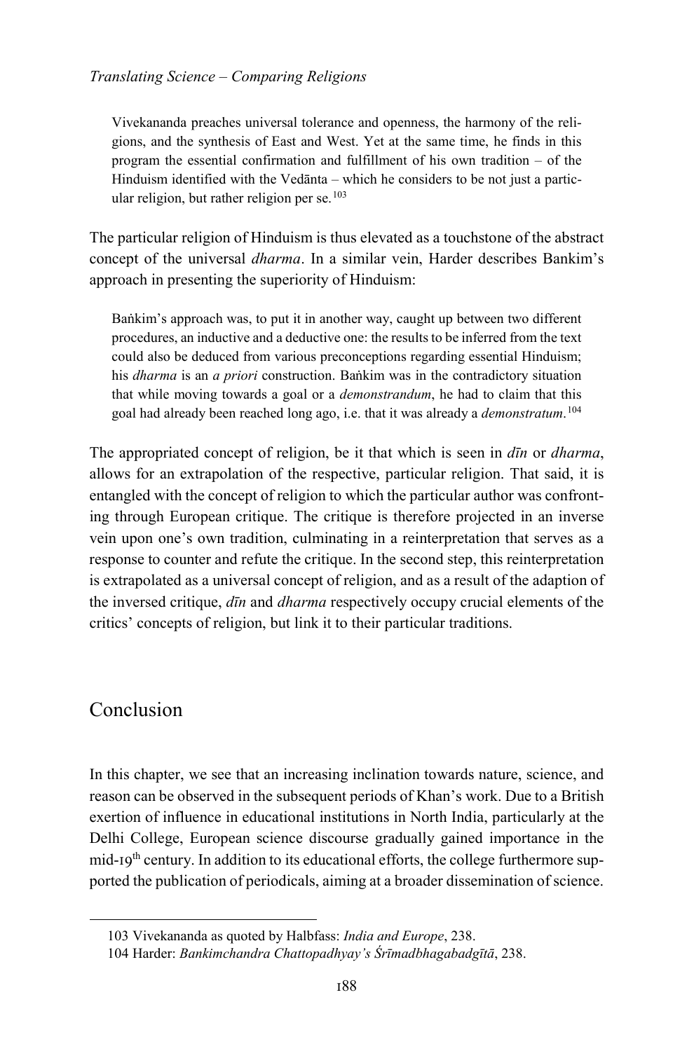> Vivekananda preaches universal tolerance and openness, the harmony of the religions, and the synthesis of East and West. Yet at the same time, he finds in this program the essential confirmation and fulfillment of his own tradition – of the Hinduism identified with the Vedānta – which he considers to be not just a particular religion, but rather religion per se.[103]

The particular religion of Hinduism is thus elevated as a touchstone of the abstract concept of the universal *dharma*. In a similar vein, Harder describes Bankim's approach in presenting the superiority of Hinduism:

> Baṅkim's approach was, to put it in another way, caught up between two different procedures, an inductive and a deductive one: the results to be inferred from the text could also be deduced from various preconceptions regarding essential Hinduism; his *dharma* is an *a priori* construction. Baṅkim was in the contradictory situation that while moving towards a goal or a *demonstrandum*, he had to claim that this goal had already been reached long ago, i.e. that it was already a *demonstratum*.[104]

The appropriated concept of religion, be it that which is seen in *dīn* or *dharma*, allows for an extrapolation of the respective, particular religion. That said, it is entangled with the concept of religion to which the particular author was confronting through European critique. The critique is therefore projected in an inverse vein upon one's own tradition, culminating in a reinterpretation that serves as a response to counter and refute the critique. In the second step, this reinterpretation is extrapolated as a universal concept of religion, and as a result of the adaption of the inversed critique, *dīn* and *dharma* respectively occupy crucial elements of the critics' concepts of religion, but link it to their particular traditions.

## Conclusion

In this chapter, we see that an increasing inclination towards nature, science, and reason can be observed in the subsequent periods of Khan's work. Due to a British exertion of influence in educational institutions in North India, particularly at the Delhi College, European science discourse gradually gained importance in the mid-19th century. In addition to its educational efforts, the college furthermore supported the publication of periodicals, aiming at a broader dissemination of science.

---

103 Vivekananda as quoted by Halbfass: *India and Europe*, 238.

104 Harder: *Bankimchandra Chattopadhyay's Śrīmadbhagabadgītā*, 238.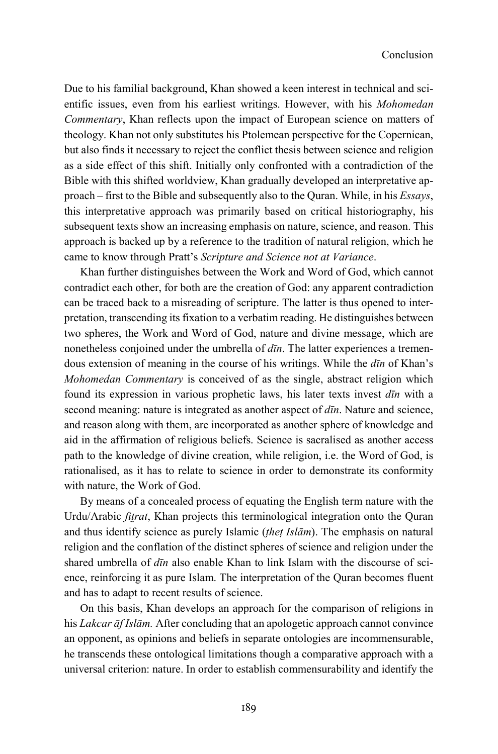Due to his familial background, Khan showed a keen interest in technical and scientific issues, even from his earliest writings. However, with his *Mohomedan Commentary*, Khan reflects upon the impact of European science on matters of theology. Khan not only substitutes his Ptolemean perspective for the Copernican, but also finds it necessary to reject the conflict thesis between science and religion as a side effect of this shift. Initially only confronted with a contradiction of the Bible with this shifted worldview, Khan gradually developed an interpretative approach – first to the Bible and subsequently also to the Quran. While, in his *Essays*, this interpretative approach was primarily based on critical historiography, his subsequent texts show an increasing emphasis on nature, science, and reason. This approach is backed up by a reference to the tradition of natural religion, which he came to know through Pratt's *Scripture and Science not at Variance*.

Khan further distinguishes between the Work and Word of God, which cannot contradict each other, for both are the creation of God: any apparent contradiction can be traced back to a misreading of scripture. The latter is thus opened to interpretation, transcending its fixation to a verbatim reading. He distinguishes between two spheres, the Work and Word of God, nature and divine message, which are nonetheless conjoined under the umbrella of *dīn*. The latter experiences a tremendous extension of meaning in the course of his writings. While the *dīn* of Khan's *Mohomedan Commentary* is conceived of as the single, abstract religion which found its expression in various prophetic laws, his later texts invest *dīn* with a second meaning: nature is integrated as another aspect of *dīn*. Nature and science, and reason along with them, are incorporated as another sphere of knowledge and aid in the affirmation of religious beliefs. Science is sacralised as another access path to the knowledge of divine creation, while religion, i.e. the Word of God, is rationalised, as it has to relate to science in order to demonstrate its conformity with nature, the Work of God.

By means of a concealed process of equating the English term nature with the Urdu/Arabic *fiṭrat*, Khan projects this terminological integration onto the Quran and thus identify science as purely Islamic (*ṭheṭ Islām*). The emphasis on natural religion and the conflation of the distinct spheres of science and religion under the shared umbrella of *dīn* also enable Khan to link Islam with the discourse of science, reinforcing it as pure Islam. The interpretation of the Quran becomes fluent and has to adapt to recent results of science.

On this basis, Khan develops an approach for the comparison of religions in his *Lakcar āf Islām.* After concluding that an apologetic approach cannot convince an opponent, as opinions and beliefs in separate ontologies are incommensurable, he transcends these ontological limitations though a comparative approach with a universal criterion: nature. In order to establish commensurability and identify the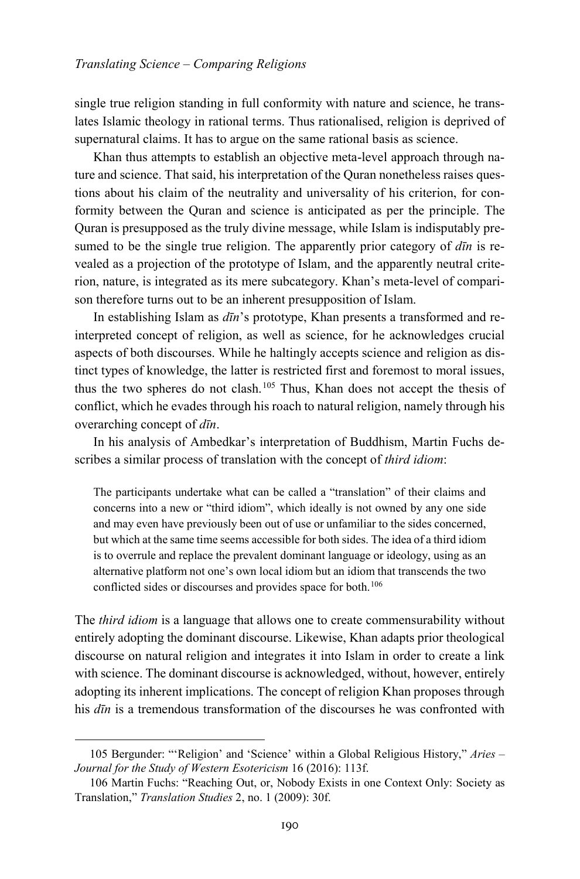single true religion standing in full conformity with nature and science, he translates Islamic theology in rational terms. Thus rationalised, religion is deprived of supernatural claims. It has to argue on the same rational basis as science.

Khan thus attempts to establish an objective meta-level approach through nature and science. That said, his interpretation of the Quran nonetheless raises questions about his claim of the neutrality and universality of his criterion, for conformity between the Quran and science is anticipated as per the principle. The Quran is presupposed as the truly divine message, while Islam is indisputably presumed to be the single true religion. The apparently prior category of *dīn* is revealed as a projection of the prototype of Islam, and the apparently neutral criterion, nature, is integrated as its mere subcategory. Khan's meta-level of comparison therefore turns out to be an inherent presupposition of Islam.

In establishing Islam as *dīn*'s prototype, Khan presents a transformed and reinterpreted concept of religion, as well as science, for he acknowledges crucial aspects of both discourses. While he haltingly accepts science and religion as distinct types of knowledge, the latter is restricted first and foremost to moral issues, thus the two spheres do not clash.[105] Thus, Khan does not accept the thesis of conflict, which he evades through his roach to natural religion, namely through his overarching concept of *dīn*.

In his analysis of Ambedkar's interpretation of Buddhism, Martin Fuchs describes a similar process of translation with the concept of *third idiom*:

> The participants undertake what can be called a "translation" of their claims and concerns into a new or "third idiom", which ideally is not owned by any one side and may even have previously been out of use or unfamiliar to the sides concerned, but which at the same time seems accessible for both sides. The idea of a third idiom is to overrule and replace the prevalent dominant language or ideology, using as an alternative platform not one's own local idiom but an idiom that transcends the two conflicted sides or discourses and provides space for both.[106]

The *third idiom* is a language that allows one to create commensurability without entirely adopting the dominant discourse. Likewise, Khan adapts prior theological discourse on natural religion and integrates it into Islam in order to create a link with science. The dominant discourse is acknowledged, without, however, entirely adopting its inherent implications. The concept of religion Khan proposes through his *dīn* is a tremendous transformation of the discourses he was confronted with

---

105 Bergunder: "'Religion' and 'Science' within a Global Religious History," *Aries – Journal for the Study of Western Esotericism* 16 (2016): 113f.

106 Martin Fuchs: "Reaching Out, or, Nobody Exists in one Context Only: Society as Translation," *Translation Studies* 2, no. 1 (2009): 30f.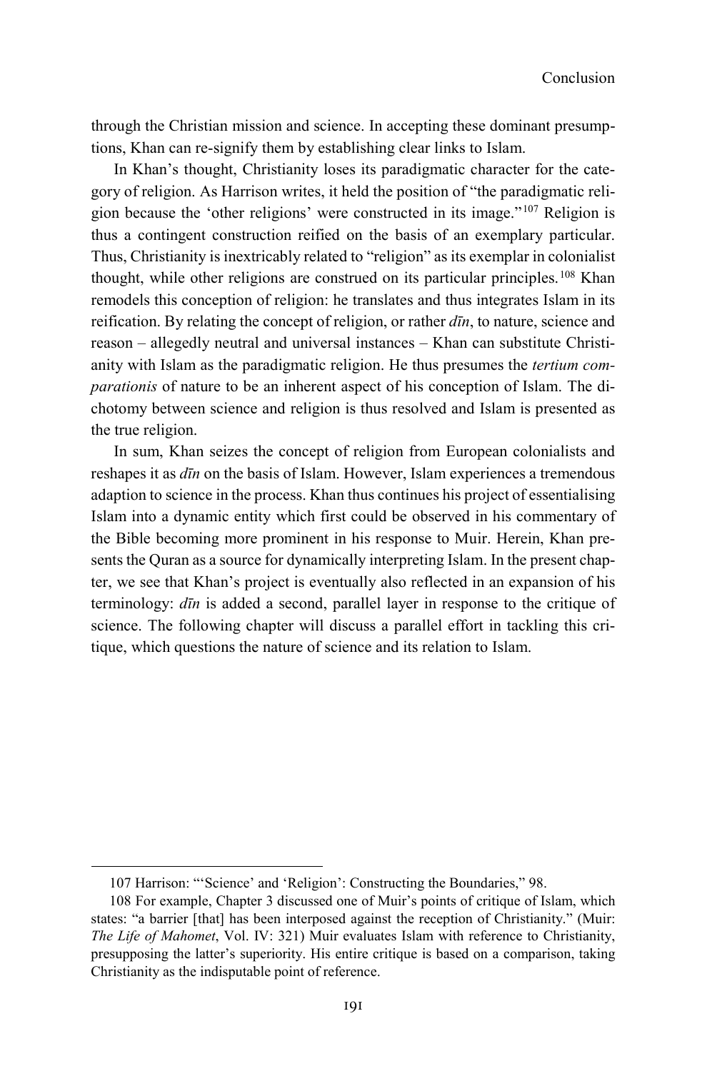through the Christian mission and science. In accepting these dominant presumptions, Khan can re-signify them by establishing clear links to Islam.

In Khan's thought, Christianity loses its paradigmatic character for the category of religion. As Harrison writes, it held the position of "the paradigmatic religion because the 'other religions' were constructed in its image."[107] Religion is thus a contingent construction reified on the basis of an exemplary particular. Thus, Christianity is inextricably related to "religion" as its exemplar in colonialist thought, while other religions are construed on its particular principles.[108] Khan remodels this conception of religion: he translates and thus integrates Islam in its reification. By relating the concept of religion, or rather *dīn*, to nature, science and reason – allegedly neutral and universal instances – Khan can substitute Christianity with Islam as the paradigmatic religion. He thus presumes the *tertium comparationis* of nature to be an inherent aspect of his conception of Islam. The dichotomy between science and religion is thus resolved and Islam is presented as the true religion.

In sum, Khan seizes the concept of religion from European colonialists and reshapes it as *dīn* on the basis of Islam. However, Islam experiences a tremendous adaption to science in the process. Khan thus continues his project of essentialising Islam into a dynamic entity which first could be observed in his commentary of the Bible becoming more prominent in his response to Muir. Herein, Khan presents the Quran as a source for dynamically interpreting Islam. In the present chapter, we see that Khan's project is eventually also reflected in an expansion of his terminology: *dīn* is added a second, parallel layer in response to the critique of science. The following chapter will discuss a parallel effort in tackling this critique, which questions the nature of science and its relation to Islam.

---

107 Harrison: "'Science' and 'Religion': Constructing the Boundaries," 98.

108 For example, Chapter 3 discussed one of Muir's points of critique of Islam, which states: "a barrier [that] has been interposed against the reception of Christianity." (Muir: *The Life of Mahomet*, Vol. IV: 321) Muir evaluates Islam with reference to Christianity, presupposing the latter's superiority. His entire critique is based on a comparison, taking Christianity as the indisputable point of reference.